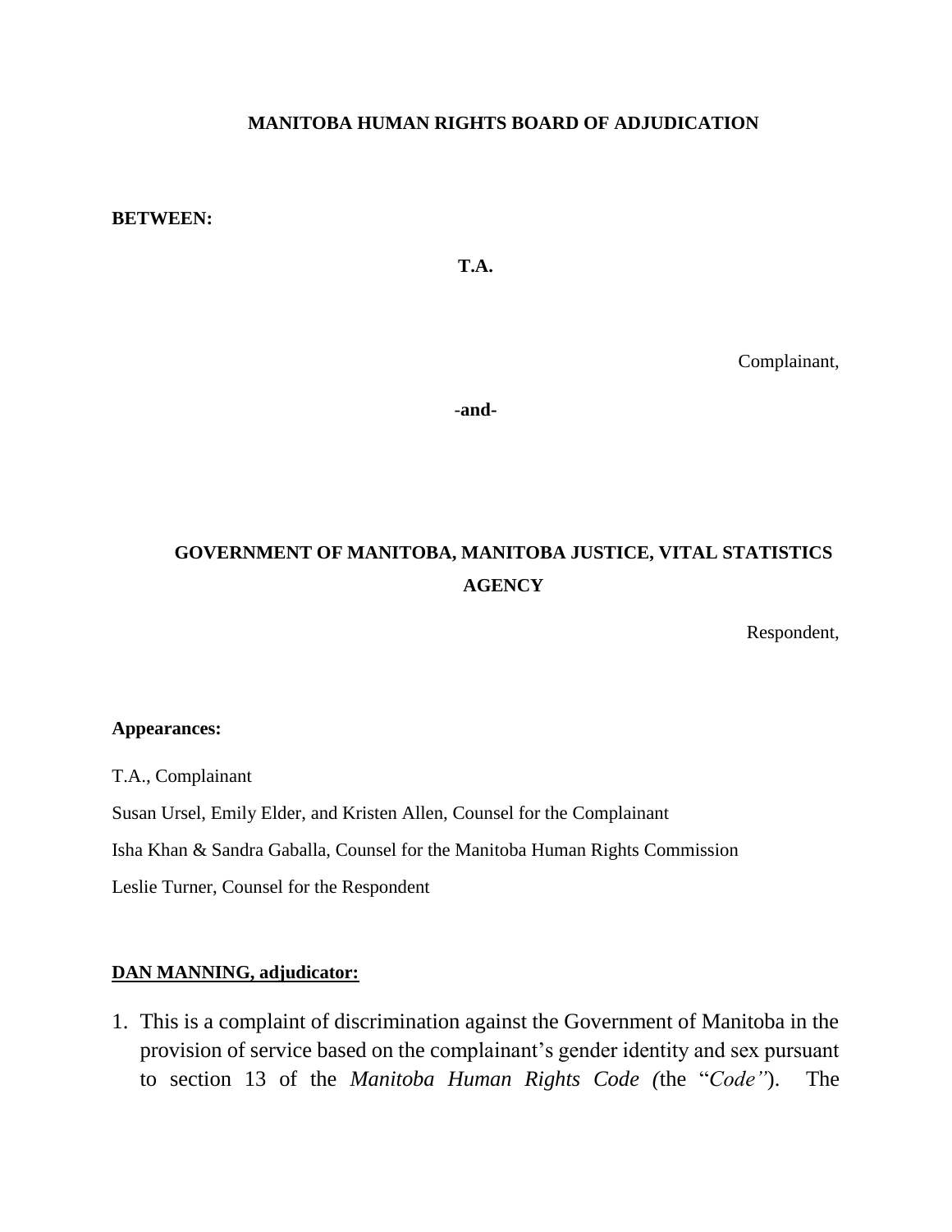**MANITOBA HUMAN RIGHTS BOARD OF ADJUDICATION**

**BETWEEN:**

**T.A.**

Complainant,

**-and-**

**GOVERNMENT OF MANITOBA, MANITOBA JUSTICE, VITAL STATISTICS AGENCY**

Respondent,

**Appearances:**

T.A., Complainant

Susan Ursel, Emily Elder, and Kristen Allen, Counsel for the Complainant

Isha Khan & Sandra Gaballa, Counsel for the Manitoba Human Rights Commission

Leslie Turner, Counsel for the Respondent

**DAN MANNING, adjudicator:**

1. This is a complaint of discrimination against the Government of Manitoba in the provision of service based on the complainant's gender identity and sex pursuant to section 13 of the *Manitoba Human Rights Code (*the "*Code"*). The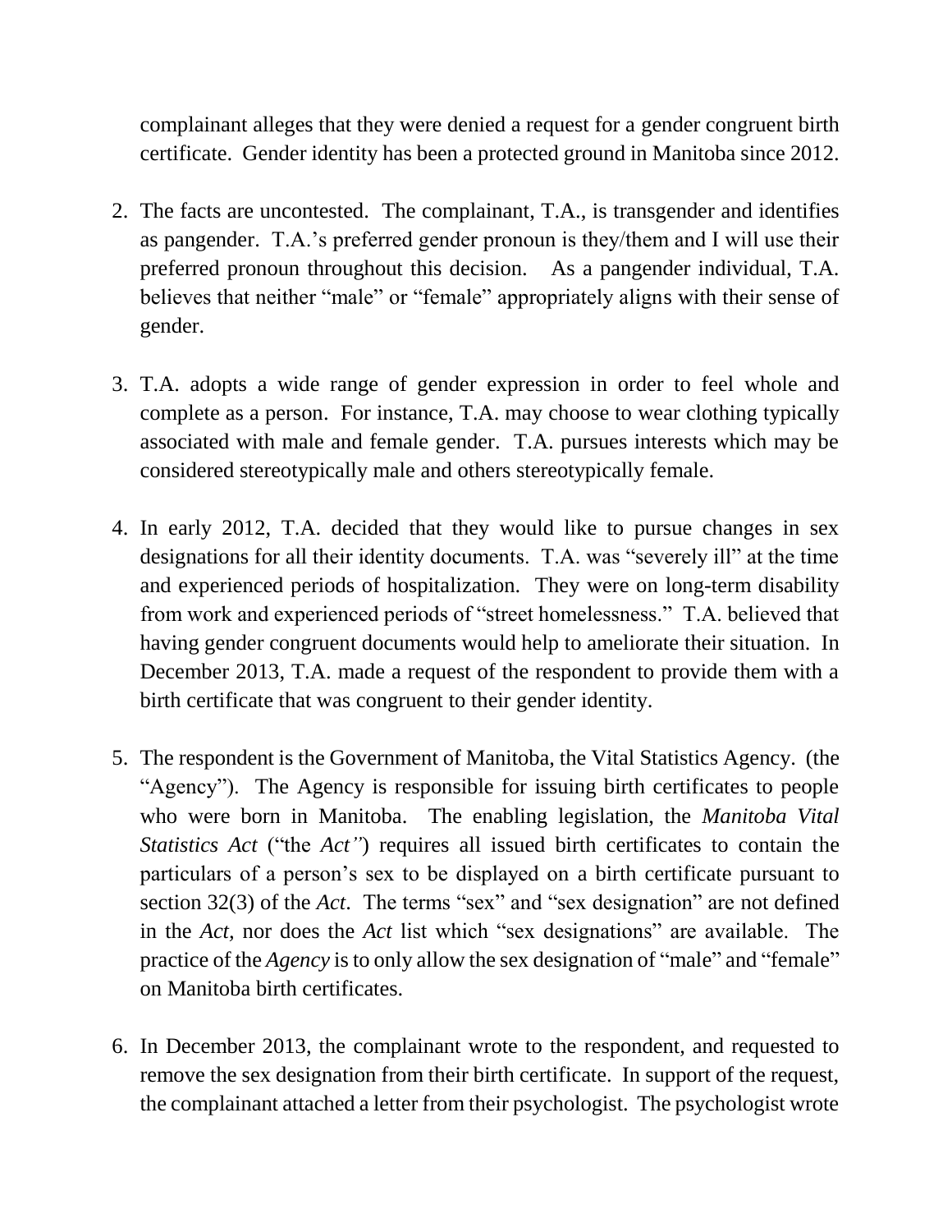complainant alleges that they were denied a request for a gender congruent birth certificate. Gender identity has been a protected ground in Manitoba since 2012.

2. The facts are uncontested. The complainant, T.A., is transgender and identifies as pangender. T.A.'s preferred gender pronoun is they/them and I will use their preferred pronoun throughout this decision. As a pangender individual, T.A. believes that neither "male" or "female" appropriately aligns with their sense of gender.

3. T.A. adopts a wide range of gender expression in order to feel whole and complete as a person. For instance, T.A. may choose to wear clothing typically associated with male and female gender. T.A. pursues interests which may be considered stereotypically male and others stereotypically female.

4. In early 2012, T.A. decided that they would like to pursue changes in sex designations for all their identity documents. T.A. was "severely ill" at the time and experienced periods of hospitalization. They were on long-term disability from work and experienced periods of "street homelessness." T.A. believed that having gender congruent documents would help to ameliorate their situation. In December 2013, T.A. made a request of the respondent to provide them with a birth certificate that was congruent to their gender identity.

5. The respondent is the Government of Manitoba, the Vital Statistics Agency. (the "Agency"). The Agency is responsible for issuing birth certificates to people who were born in Manitoba. The enabling legislation, the *Manitoba Vital Statistics Act* ("the *Act"*) requires all issued birth certificates to contain the particulars of a person's sex to be displayed on a birth certificate pursuant to section 32(3) of the *Act*. The terms "sex" and "sex designation" are not defined in the *Act*, nor does the *Act* list which "sex designations" are available. The practice of the *Agency* is to only allow the sex designation of "male" and "female" on Manitoba birth certificates.

6. In December 2013, the complainant wrote to the respondent, and requested to remove the sex designation from their birth certificate. In support of the request, the complainant attached a letter from their psychologist. The psychologist wrote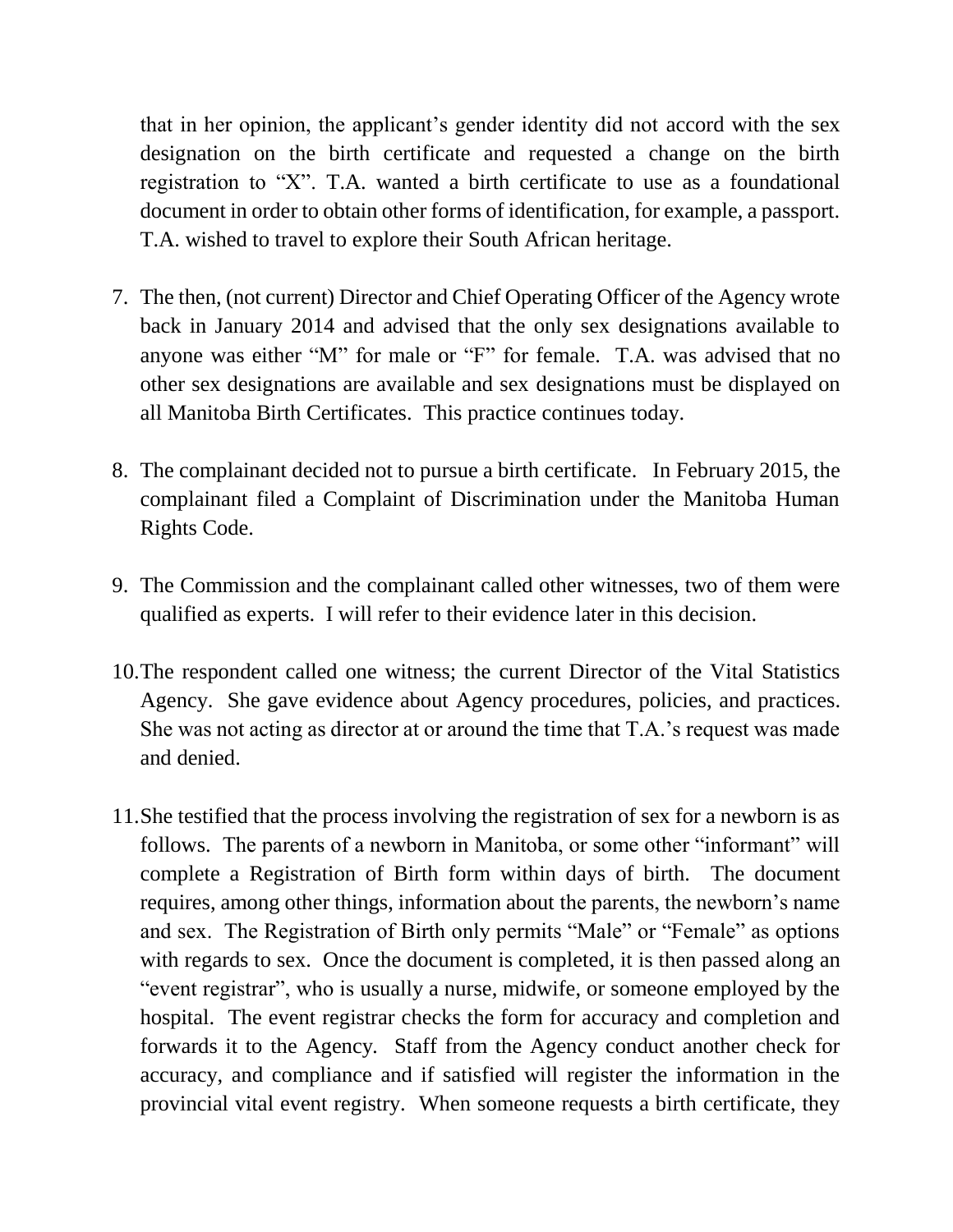that in her opinion, the applicant's gender identity did not accord with the sex designation on the birth certificate and requested a change on the birth registration to "X". T.A. wanted a birth certificate to use as a foundational document in order to obtain other forms of identification, for example, a passport. T.A. wished to travel to explore their South African heritage.

7. The then, (not current) Director and Chief Operating Officer of the Agency wrote back in January 2014 and advised that the only sex designations available to anyone was either "M" for male or "F" for female. T.A. was advised that no other sex designations are available and sex designations must be displayed on all Manitoba Birth Certificates. This practice continues today.

8. The complainant decided not to pursue a birth certificate. In February 2015, the complainant filed a Complaint of Discrimination under the Manitoba Human Rights Code.

9. The Commission and the complainant called other witnesses, two of them were qualified as experts. I will refer to their evidence later in this decision.

10. The respondent called one witness; the current Director of the Vital Statistics Agency. She gave evidence about Agency procedures, policies, and practices. She was not acting as director at or around the time that T.A.'s request was made and denied.

11. She testified that the process involving the registration of sex for a newborn is as follows. The parents of a newborn in Manitoba, or some other "informant" will complete a Registration of Birth form within days of birth. The document requires, among other things, information about the parents, the newborn's name and sex. The Registration of Birth only permits "Male" or "Female" as options with regards to sex. Once the document is completed, it is then passed along an "event registrar", who is usually a nurse, midwife, or someone employed by the hospital. The event registrar checks the form for accuracy and completion and forwards it to the Agency. Staff from the Agency conduct another check for accuracy, and compliance and if satisfied will register the information in the provincial vital event registry. When someone requests a birth certificate, they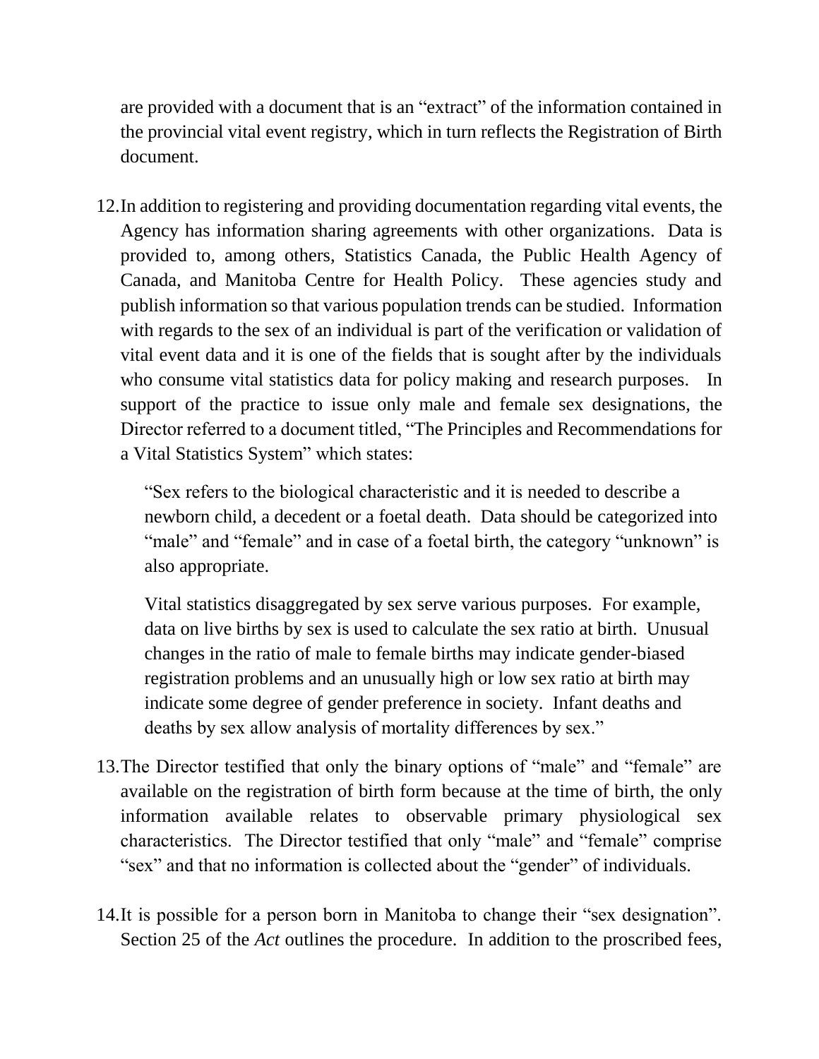are provided with a document that is an "extract" of the information contained in the provincial vital event registry, which in turn reflects the Registration of Birth document.

12. In addition to registering and providing documentation regarding vital events, the Agency has information sharing agreements with other organizations. Data is provided to, among others, Statistics Canada, the Public Health Agency of Canada, and Manitoba Centre for Health Policy. These agencies study and publish information so that various population trends can be studied. Information with regards to the sex of an individual is part of the verification or validation of vital event data and it is one of the fields that is sought after by the individuals who consume vital statistics data for policy making and research purposes. In support of the practice to issue only male and female sex designations, the Director referred to a document titled, "The Principles and Recommendations for a Vital Statistics System" which states:

    > "Sex refers to the biological characteristic and it is needed to describe a newborn child, a decedent or a foetal death. Data should be categorized into "male" and "female" and in case of a foetal birth, the category "unknown" is also appropriate.
    >
    > Vital statistics disaggregated by sex serve various purposes. For example, data on live births by sex is used to calculate the sex ratio at birth. Unusual changes in the ratio of male to female births may indicate gender-biased registration problems and an unusually high or low sex ratio at birth may indicate some degree of gender preference in society. Infant deaths and deaths by sex allow analysis of mortality differences by sex."

13. The Director testified that only the binary options of "male" and "female" are available on the registration of birth form because at the time of birth, the only information available relates to observable primary physiological sex characteristics. The Director testified that only "male" and "female" comprise "sex" and that no information is collected about the "gender" of individuals.

14. It is possible for a person born in Manitoba to change their "sex designation". Section 25 of the *Act* outlines the procedure. In addition to the proscribed fees,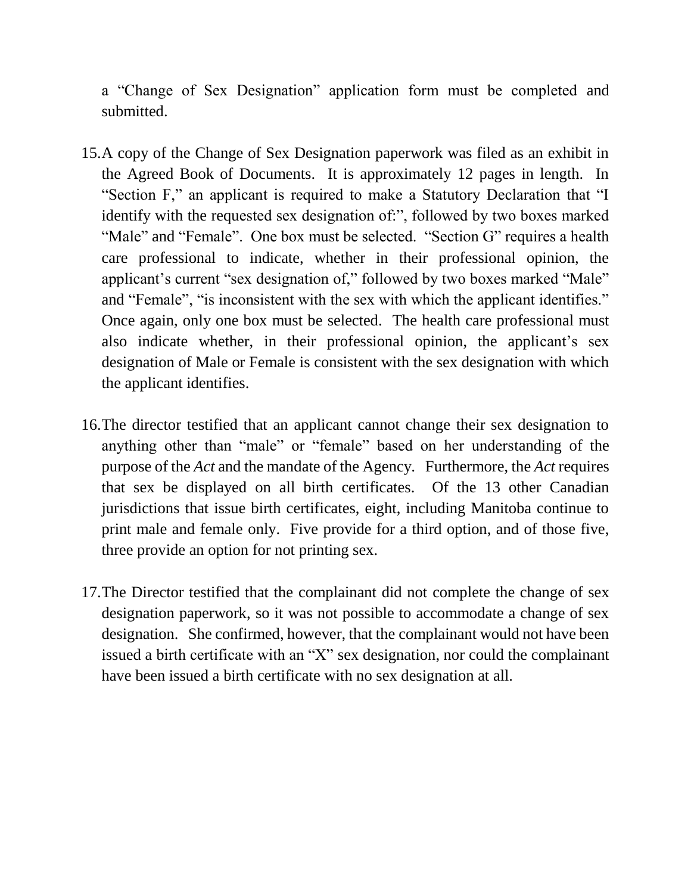a "Change of Sex Designation" application form must be completed and submitted.

15. A copy of the Change of Sex Designation paperwork was filed as an exhibit in the Agreed Book of Documents. It is approximately 12 pages in length. In "Section F," an applicant is required to make a Statutory Declaration that "I identify with the requested sex designation of:", followed by two boxes marked "Male" and "Female". One box must be selected. "Section G" requires a health care professional to indicate, whether in their professional opinion, the applicant's current "sex designation of," followed by two boxes marked "Male" and "Female", "is inconsistent with the sex with which the applicant identifies." Once again, only one box must be selected. The health care professional must also indicate whether, in their professional opinion, the applicant's sex designation of Male or Female is consistent with the sex designation with which the applicant identifies.

16. The director testified that an applicant cannot change their sex designation to anything other than "male" or "female" based on her understanding of the purpose of the *Act* and the mandate of the Agency. Furthermore, the *Act* requires that sex be displayed on all birth certificates. Of the 13 other Canadian jurisdictions that issue birth certificates, eight, including Manitoba continue to print male and female only. Five provide for a third option, and of those five, three provide an option for not printing sex.

17. The Director testified that the complainant did not complete the change of sex designation paperwork, so it was not possible to accommodate a change of sex designation. She confirmed, however, that the complainant would not have been issued a birth certificate with an "X" sex designation, nor could the complainant have been issued a birth certificate with no sex designation at all.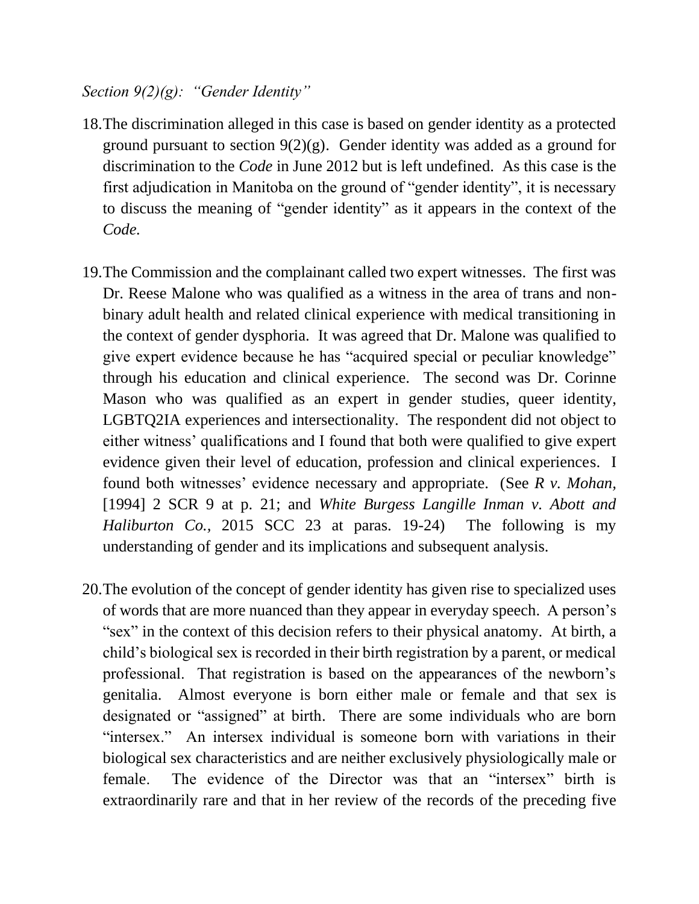*Section 9(2)(g): "Gender Identity"*

18. The discrimination alleged in this case is based on gender identity as a protected ground pursuant to section 9(2)(g). Gender identity was added as a ground for discrimination to the *Code* in June 2012 but is left undefined. As this case is the first adjudication in Manitoba on the ground of "gender identity", it is necessary to discuss the meaning of "gender identity" as it appears in the context of the *Code.*

19. The Commission and the complainant called two expert witnesses. The first was Dr. Reese Malone who was qualified as a witness in the area of trans and non-binary adult health and related clinical experience with medical transitioning in the context of gender dysphoria. It was agreed that Dr. Malone was qualified to give expert evidence because he has "acquired special or peculiar knowledge" through his education and clinical experience. The second was Dr. Corinne Mason who was qualified as an expert in gender studies, queer identity, LGBTQ2IA experiences and intersectionality. The respondent did not object to either witness' qualifications and I found that both were qualified to give expert evidence given their level of education, profession and clinical experiences. I found both witnesses' evidence necessary and appropriate. (See *R v. Mohan,* [1994] 2 SCR 9 at p. 21; and *White Burgess Langille Inman v. Abott and Haliburton Co.,* 2015 SCC 23 at paras. 19-24) The following is my understanding of gender and its implications and subsequent analysis.

20. The evolution of the concept of gender identity has given rise to specialized uses of words that are more nuanced than they appear in everyday speech. A person's "sex" in the context of this decision refers to their physical anatomy. At birth, a child's biological sex is recorded in their birth registration by a parent, or medical professional. That registration is based on the appearances of the newborn's genitalia. Almost everyone is born either male or female and that sex is designated or "assigned" at birth. There are some individuals who are born "intersex." An intersex individual is someone born with variations in their biological sex characteristics and are neither exclusively physiologically male or female. The evidence of the Director was that an "intersex" birth is extraordinarily rare and that in her review of the records of the preceding five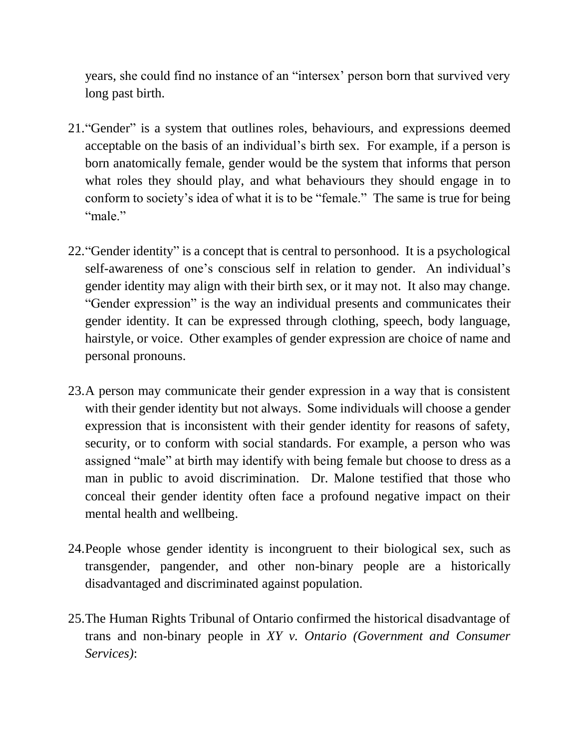years, she could find no instance of an "intersex' person born that survived very long past birth.

21. "Gender" is a system that outlines roles, behaviours, and expressions deemed acceptable on the basis of an individual's birth sex. For example, if a person is born anatomically female, gender would be the system that informs that person what roles they should play, and what behaviours they should engage in to conform to society's idea of what it is to be "female." The same is true for being "male."

22. "Gender identity" is a concept that is central to personhood. It is a psychological self-awareness of one's conscious self in relation to gender. An individual's gender identity may align with their birth sex, or it may not. It also may change. "Gender expression" is the way an individual presents and communicates their gender identity. It can be expressed through clothing, speech, body language, hairstyle, or voice. Other examples of gender expression are choice of name and personal pronouns.

23. A person may communicate their gender expression in a way that is consistent with their gender identity but not always. Some individuals will choose a gender expression that is inconsistent with their gender identity for reasons of safety, security, or to conform with social standards. For example, a person who was assigned "male" at birth may identify with being female but choose to dress as a man in public to avoid discrimination. Dr. Malone testified that those who conceal their gender identity often face a profound negative impact on their mental health and wellbeing.

24. People whose gender identity is incongruent to their biological sex, such as transgender, pangender, and other non-binary people are a historically disadvantaged and discriminated against population.

25. The Human Rights Tribunal of Ontario confirmed the historical disadvantage of trans and non-binary people in *XY v. Ontario (Government and Consumer Services)*: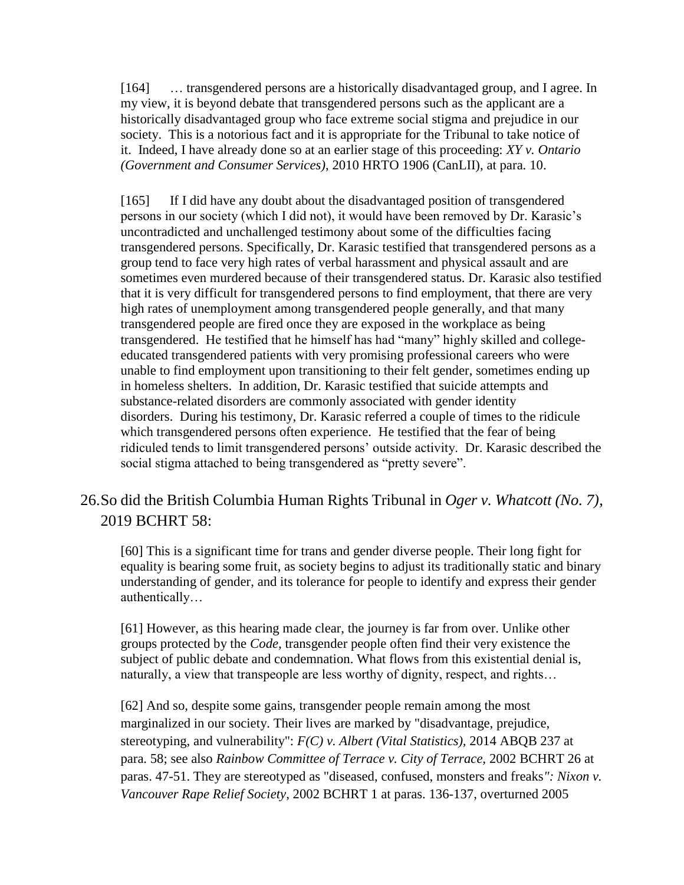> [164] … transgendered persons are a historically disadvantaged group, and I agree. In my view, it is beyond debate that transgendered persons such as the applicant are a historically disadvantaged group who face extreme social stigma and prejudice in our society. This is a notorious fact and it is appropriate for the Tribunal to take notice of it. Indeed, I have already done so at an earlier stage of this proceeding: *XY v. Ontario (Government and Consumer Services)*, 2010 HRTO 1906 (CanLII), at para. 10.
>
> [165] If I did have any doubt about the disadvantaged position of transgendered persons in our society (which I did not), it would have been removed by Dr. Karasic's uncontradicted and unchallenged testimony about some of the difficulties facing transgendered persons. Specifically, Dr. Karasic testified that transgendered persons as a group tend to face very high rates of verbal harassment and physical assault and are sometimes even murdered because of their transgendered status. Dr. Karasic also testified that it is very difficult for transgendered persons to find employment, that there are very high rates of unemployment among transgendered people generally, and that many transgendered people are fired once they are exposed in the workplace as being transgendered. He testified that he himself has had "many" highly skilled and college-educated transgendered patients with very promising professional careers who were unable to find employment upon transitioning to their felt gender, sometimes ending up in homeless shelters. In addition, Dr. Karasic testified that suicide attempts and substance-related disorders are commonly associated with gender identity disorders. During his testimony, Dr. Karasic referred a couple of times to the ridicule which transgendered persons often experience. He testified that the fear of being ridiculed tends to limit transgendered persons' outside activity. Dr. Karasic described the social stigma attached to being transgendered as "pretty severe".

26. So did the British Columbia Human Rights Tribunal in *Oger v. Whatcott (No. 7)*, 2019 BCHRT 58:

> [60] This is a significant time for trans and gender diverse people. Their long fight for equality is bearing some fruit, as society begins to adjust its traditionally static and binary understanding of gender, and its tolerance for people to identify and express their gender authentically…
>
> [61] However, as this hearing made clear, the journey is far from over. Unlike other groups protected by the *Code*, transgender people often find their very existence the subject of public debate and condemnation. What flows from this existential denial is, naturally, a view that transpeople are less worthy of dignity, respect, and rights…
>
> [62] And so, despite some gains, transgender people remain among the most marginalized in our society. Their lives are marked by "disadvantage, prejudice, stereotyping, and vulnerability": *F(C) v. Albert (Vital Statistics)*, 2014 ABQB 237 at para. 58; see also *Rainbow Committee of Terrace v. City of Terrace*, 2002 BCHRT 26 at paras. 47-51. They are stereotyped as "diseased, confused, monsters and freaks": *Nixon v. Vancouver Rape Relief Society*, 2002 BCHRT 1 at paras. 136-137, overturned 2005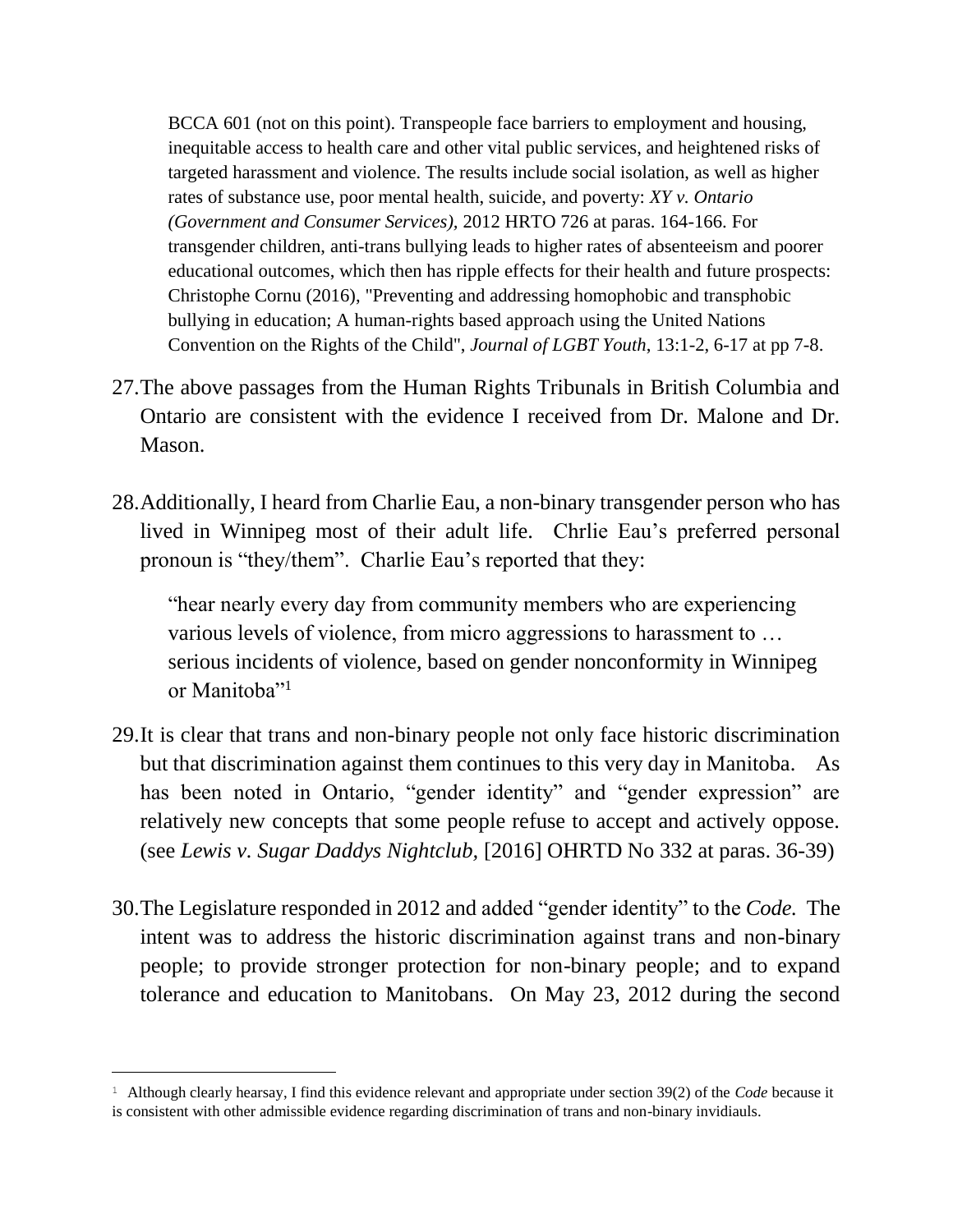> BCCA 601 (not on this point). Transpeople face barriers to employment and housing, inequitable access to health care and other vital public services, and heightened risks of targeted harassment and violence. The results include social isolation, as well as higher rates of substance use, poor mental health, suicide, and poverty: *XY v. Ontario (Government and Consumer Services),* 2012 HRTO 726 at paras. 164-166. For transgender children, anti-trans bullying leads to higher rates of absenteeism and poorer educational outcomes, which then has ripple effects for their health and future prospects: Christophe Cornu (2016), "Preventing and addressing homophobic and transphobic bullying in education; A human-rights based approach using the United Nations Convention on the Rights of the Child", *Journal of LGBT Youth*, 13:1-2, 6-17 at pp 7-8.

27. The above passages from the Human Rights Tribunals in British Columbia and Ontario are consistent with the evidence I received from Dr. Malone and Dr. Mason.

28. Additionally, I heard from Charlie Eau, a non-binary transgender person who has lived in Winnipeg most of their adult life. Chrlie Eau's preferred personal pronoun is "they/them". Charlie Eau's reported that they:

> "hear nearly every day from community members who are experiencing various levels of violence, from micro aggressions to harassment to … serious incidents of violence, based on gender nonconformity in Winnipeg or Manitoba"[1]

29. It is clear that trans and non-binary people not only face historic discrimination but that discrimination against them continues to this very day in Manitoba. As has been noted in Ontario, "gender identity" and "gender expression" are relatively new concepts that some people refuse to accept and actively oppose. (see *Lewis v. Sugar Daddys Nightclub,* [2016] OHRTD No 332 at paras. 36-39)

30. The Legislature responded in 2012 and added "gender identity" to the *Code.* The intent was to address the historic discrimination against trans and non-binary people; to provide stronger protection for non-binary people; and to expand tolerance and education to Manitobans. On May 23, 2012 during the second

---

[1] Although clearly hearsay, I find this evidence relevant and appropriate under section 39(2) of the *Code* because it is consistent with other admissible evidence regarding discrimination of trans and non-binary invidiauls.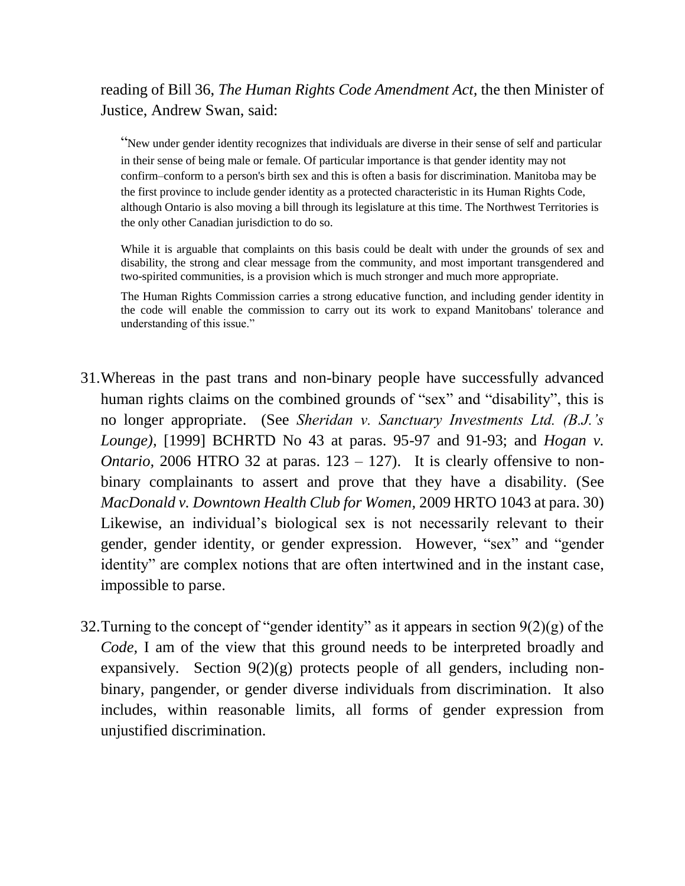reading of Bill 36, *The Human Rights Code Amendment Act,* the then Minister of Justice, Andrew Swan, said:

> "New under gender identity recognizes that individuals are diverse in their sense of self and particular in their sense of being male or female. Of particular importance is that gender identity may not confirm–conform to a person's birth sex and this is often a basis for discrimination. Manitoba may be the first province to include gender identity as a protected characteristic in its Human Rights Code, although Ontario is also moving a bill through its legislature at this time. The Northwest Territories is the only other Canadian jurisdiction to do so.
>
> While it is arguable that complaints on this basis could be dealt with under the grounds of sex and disability, the strong and clear message from the community, and most important transgendered and two-spirited communities, is a provision which is much stronger and much more appropriate.
>
> The Human Rights Commission carries a strong educative function, and including gender identity in the code will enable the commission to carry out its work to expand Manitobans' tolerance and understanding of this issue."

31. Whereas in the past trans and non-binary people have successfully advanced human rights claims on the combined grounds of "sex" and "disability", this is no longer appropriate. (See *Sheridan v. Sanctuary Investments Ltd. (B.J.'s Lounge),* [1999] BCHRTD No 43 at paras. 95-97 and 91-93; and *Hogan v. Ontario,* 2006 HTRO 32 at paras. 123 – 127). It is clearly offensive to non-binary complainants to assert and prove that they have a disability. (See *MacDonald v. Downtown Health Club for Women,* 2009 HRTO 1043 at para. 30) Likewise, an individual's biological sex is not necessarily relevant to their gender, gender identity, or gender expression. However, "sex" and "gender identity" are complex notions that are often intertwined and in the instant case, impossible to parse.

32. Turning to the concept of "gender identity" as it appears in section 9(2)(g) of the *Code,* I am of the view that this ground needs to be interpreted broadly and expansively. Section 9(2)(g) protects people of all genders, including non-binary, pangender, or gender diverse individuals from discrimination. It also includes, within reasonable limits, all forms of gender expression from unjustified discrimination.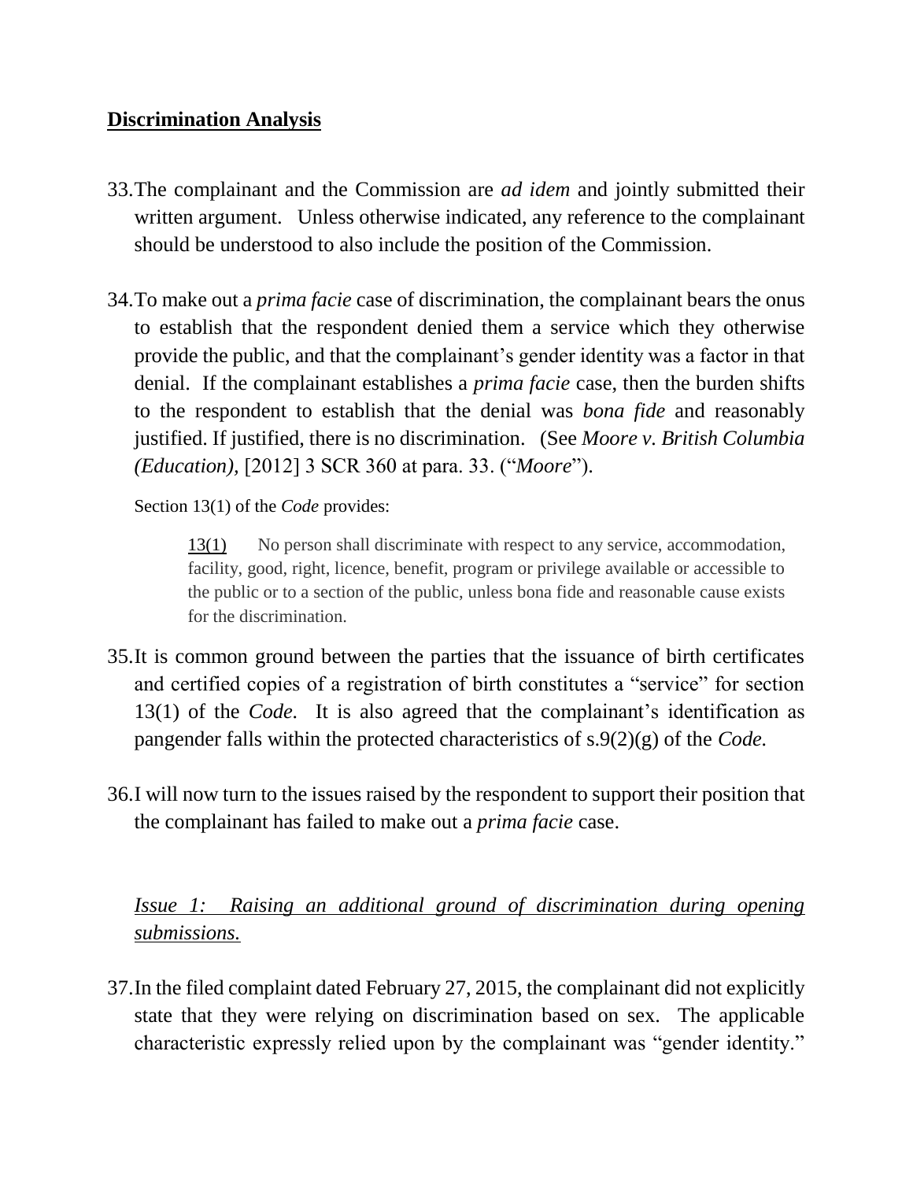## **Discrimination Analysis**

33. The complainant and the Commission are *ad idem* and jointly submitted their written argument. Unless otherwise indicated, any reference to the complainant should be understood to also include the position of the Commission.

34. To make out a *prima facie* case of discrimination, the complainant bears the onus to establish that the respondent denied them a service which they otherwise provide the public, and that the complainant's gender identity was a factor in that denial. If the complainant establishes a *prima facie* case, then the burden shifts to the respondent to establish that the denial was *bona fide* and reasonably justified. If justified, there is no discrimination. (See *Moore v. British Columbia (Education),* [2012] 3 SCR 360 at para. 33. ("*Moore*").

Section 13(1) of the *Code* provides:

> 13(1) No person shall discriminate with respect to any service, accommodation, facility, good, right, licence, benefit, program or privilege available or accessible to the public or to a section of the public, unless bona fide and reasonable cause exists for the discrimination.

35. It is common ground between the parties that the issuance of birth certificates and certified copies of a registration of birth constitutes a "service" for section 13(1) of the *Code.* It is also agreed that the complainant's identification as pangender falls within the protected characteristics of s.9(2)(g) of the *Code.*

36. I will now turn to the issues raised by the respondent to support their position that the complainant has failed to make out a *prima facie* case.

*Issue 1: Raising an additional ground of discrimination during opening submissions.*

37. In the filed complaint dated February 27, 2015, the complainant did not explicitly state that they were relying on discrimination based on sex. The applicable characteristic expressly relied upon by the complainant was "gender identity."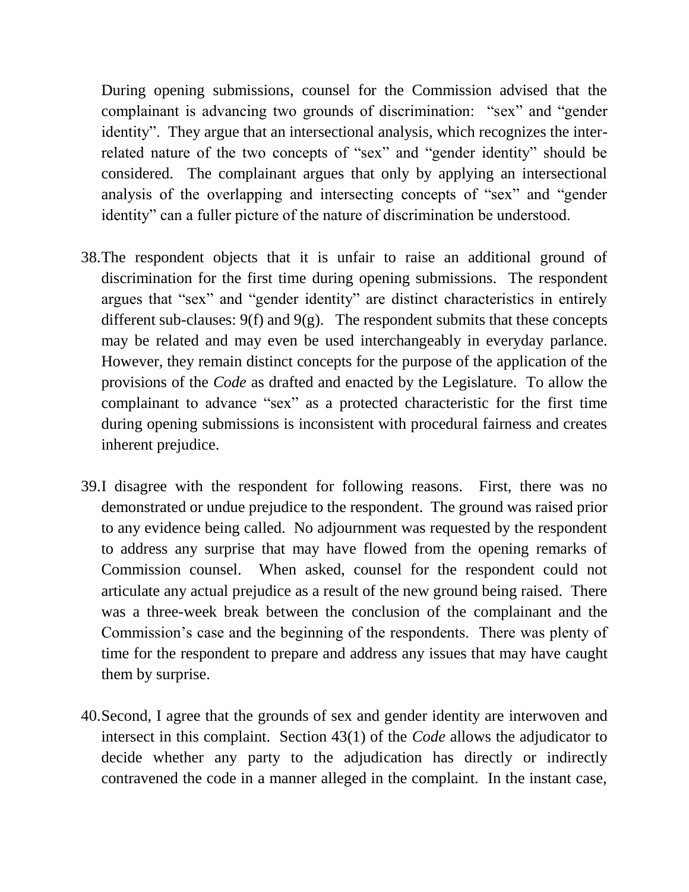During opening submissions, counsel for the Commission advised that the complainant is advancing two grounds of discrimination: "sex" and "gender identity". They argue that an intersectional analysis, which recognizes the inter-related nature of the two concepts of "sex" and "gender identity" should be considered. The complainant argues that only by applying an intersectional analysis of the overlapping and intersecting concepts of "sex" and "gender identity" can a fuller picture of the nature of discrimination be understood.

38. The respondent objects that it is unfair to raise an additional ground of discrimination for the first time during opening submissions. The respondent argues that "sex" and "gender identity" are distinct characteristics in entirely different sub-clauses: 9(f) and 9(g). The respondent submits that these concepts may be related and may even be used interchangeably in everyday parlance. However, they remain distinct concepts for the purpose of the application of the provisions of the *Code* as drafted and enacted by the Legislature. To allow the complainant to advance "sex" as a protected characteristic for the first time during opening submissions is inconsistent with procedural fairness and creates inherent prejudice.

39. I disagree with the respondent for following reasons. First, there was no demonstrated or undue prejudice to the respondent. The ground was raised prior to any evidence being called. No adjournment was requested by the respondent to address any surprise that may have flowed from the opening remarks of Commission counsel. When asked, counsel for the respondent could not articulate any actual prejudice as a result of the new ground being raised. There was a three-week break between the conclusion of the complainant and the Commission's case and the beginning of the respondents. There was plenty of time for the respondent to prepare and address any issues that may have caught them by surprise.

40. Second, I agree that the grounds of sex and gender identity are interwoven and intersect in this complaint. Section 43(1) of the *Code* allows the adjudicator to decide whether any party to the adjudication has directly or indirectly contravened the code in a manner alleged in the complaint. In the instant case,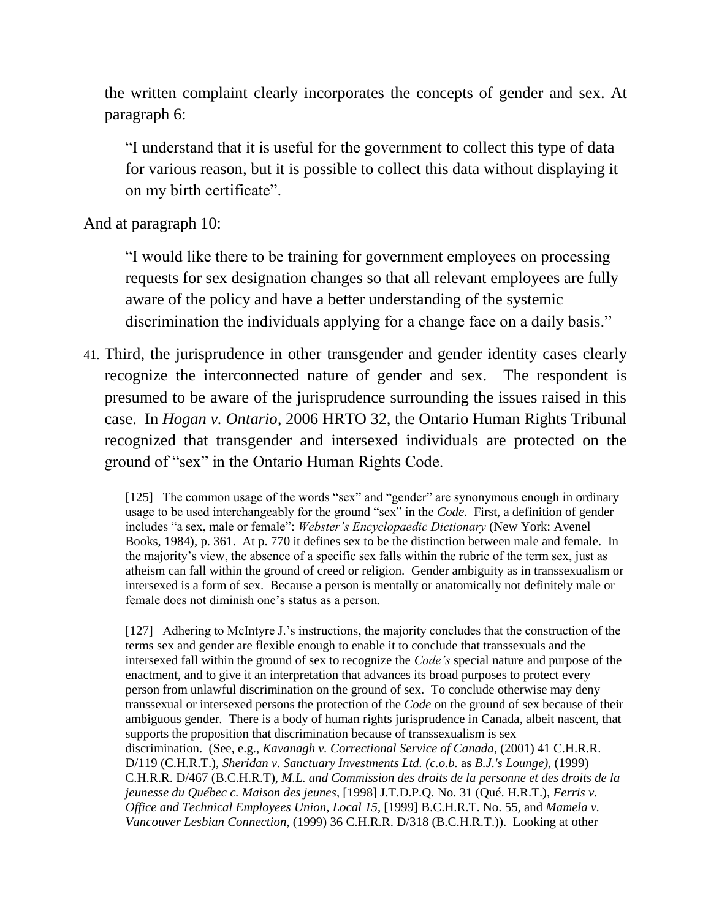the written complaint clearly incorporates the concepts of gender and sex. At paragraph 6:

> "I understand that it is useful for the government to collect this type of data for various reason, but it is possible to collect this data without displaying it on my birth certificate".

And at paragraph 10:

> "I would like there to be training for government employees on processing requests for sex designation changes so that all relevant employees are fully aware of the policy and have a better understanding of the systemic discrimination the individuals applying for a change face on a daily basis."

41. Third, the jurisprudence in other transgender and gender identity cases clearly recognize the interconnected nature of gender and sex. The respondent is presumed to be aware of the jurisprudence surrounding the issues raised in this case. In *Hogan v. Ontario*, 2006 HRTO 32, the Ontario Human Rights Tribunal recognized that transgender and intersexed individuals are protected on the ground of "sex" in the Ontario Human Rights Code.

> [125] The common usage of the words "sex" and "gender" are synonymous enough in ordinary usage to be used interchangeably for the ground "sex" in the *Code*. First, a definition of gender includes "a sex, male or female": *Webster's Encyclopaedic Dictionary* (New York: Avenel Books, 1984), p. 361. At p. 770 it defines sex to be the distinction between male and female. In the majority's view, the absence of a specific sex falls within the rubric of the term sex, just as atheism can fall within the ground of creed or religion. Gender ambiguity as in transsexualism or intersexed is a form of sex. Because a person is mentally or anatomically not definitely male or female does not diminish one's status as a person.
>
> [127] Adhering to McIntyre J.'s instructions, the majority concludes that the construction of the terms sex and gender are flexible enough to enable it to conclude that transsexuals and the intersexed fall within the ground of sex to recognize the *Code's* special nature and purpose of the enactment, and to give it an interpretation that advances its broad purposes to protect every person from unlawful discrimination on the ground of sex. To conclude otherwise may deny transsexual or intersexed persons the protection of the *Code* on the ground of sex because of their ambiguous gender. There is a body of human rights jurisprudence in Canada, albeit nascent, that supports the proposition that discrimination because of transsexualism is sex discrimination. (See, e.g., *Kavanagh v. Correctional Service of Canada*, (2001) 41 C.H.R.R. D/119 (C.H.R.T.), *Sheridan v. Sanctuary Investments Ltd. (c.o.b.* as *B.J.'s Lounge)*, (1999) C.H.R.R. D/467 (B.C.H.R.T), *M.L. and Commission des droits de la personne et des droits de la jeunesse du Québec c. Maison des jeunes*, [1998] J.T.D.P.Q. No. 31 (Qué. H.R.T.), *Ferris v. Office and Technical Employees Union, Local 15*, [1999] B.C.H.R.T. No. 55, and *Mamela v. Vancouver Lesbian Connection*, (1999) 36 C.H.R.R. D/318 (B.C.H.R.T.)). Looking at other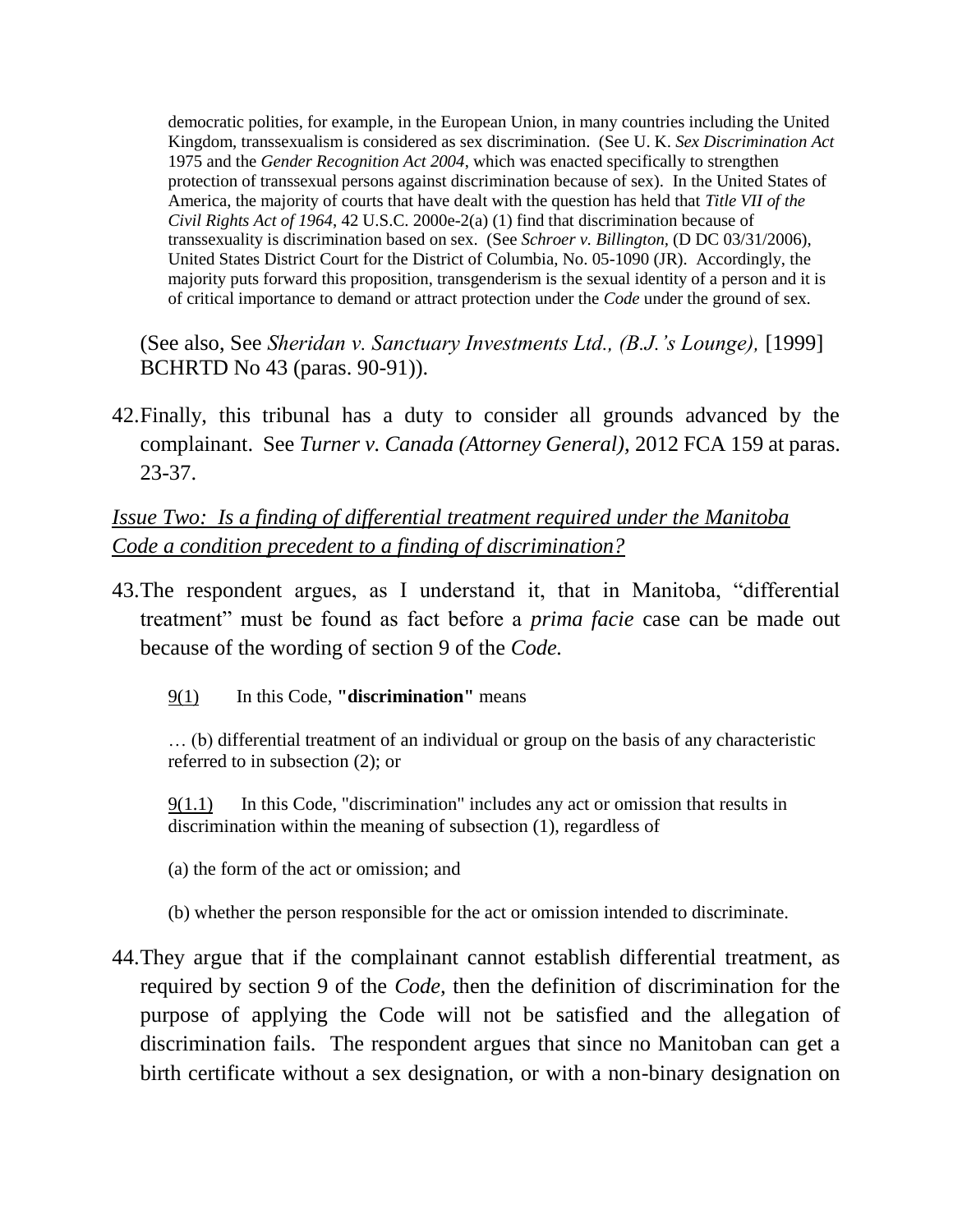> democratic polities, for example, in the European Union, in many countries including the United Kingdom, transsexualism is considered as sex discrimination. (See U. K. *Sex Discrimination Act* 1975 and the *Gender Recognition Act 2004*, which was enacted specifically to strengthen protection of transsexual persons against discrimination because of sex). In the United States of America, the majority of courts that have dealt with the question has held that *Title VII of the Civil Rights Act of 1964*, 42 U.S.C. 2000e-2(a) (1) find that discrimination because of transsexuality is discrimination based on sex. (See *Schroer v. Billington*, (D DC 03/31/2006), United States District Court for the District of Columbia, No. 05-1090 (JR). Accordingly, the majority puts forward this proposition, transgenderism is the sexual identity of a person and it is of critical importance to demand or attract protection under the *Code* under the ground of sex.

(See also, See *Sheridan v. Sanctuary Investments Ltd., (B.J.'s Lounge),* [1999] BCHRTD No 43 (paras. 90-91)).

42. Finally, this tribunal has a duty to consider all grounds advanced by the complainant. See *Turner v. Canada (Attorney General)*, 2012 FCA 159 at paras. 23-37.

*Issue Two: Is a finding of differential treatment required under the Manitoba Code a condition precedent to a finding of discrimination?*

43. The respondent argues, as I understand it, that in Manitoba, "differential treatment" must be found as fact before a *prima facie* case can be made out because of the wording of section 9 of the *Code.*

> 9(1) In this Code, **"discrimination"** means
>
> … (b) differential treatment of an individual or group on the basis of any characteristic referred to in subsection (2); or
>
> 9(1.1) In this Code, "discrimination" includes any act or omission that results in discrimination within the meaning of subsection (1), regardless of
>
> (a) the form of the act or omission; and
>
> (b) whether the person responsible for the act or omission intended to discriminate.

44. They argue that if the complainant cannot establish differential treatment, as required by section 9 of the *Code,* then the definition of discrimination for the purpose of applying the Code will not be satisfied and the allegation of discrimination fails. The respondent argues that since no Manitoban can get a birth certificate without a sex designation, or with a non-binary designation on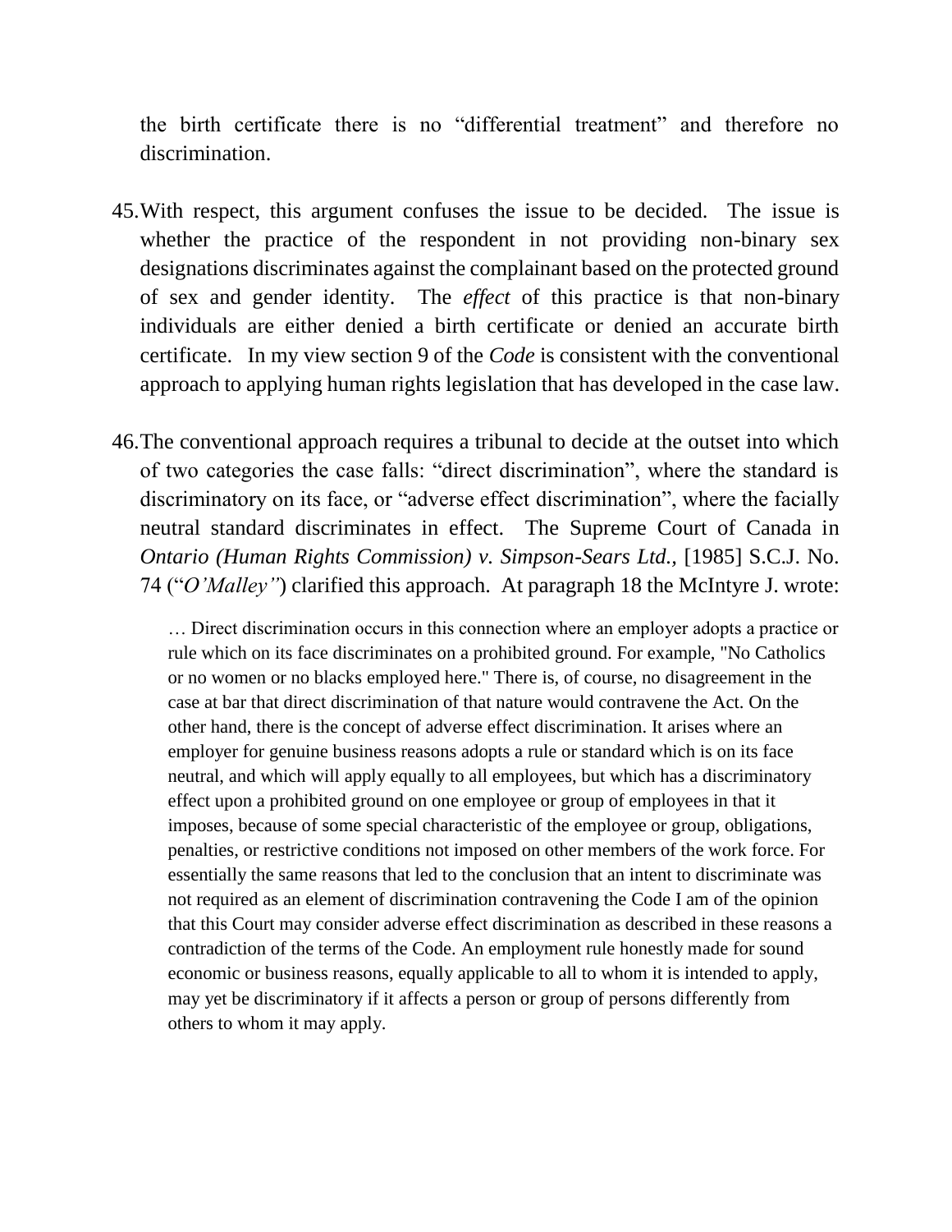the birth certificate there is no "differential treatment" and therefore no discrimination.

45. With respect, this argument confuses the issue to be decided. The issue is whether the practice of the respondent in not providing non-binary sex designations discriminates against the complainant based on the protected ground of sex and gender identity. The *effect* of this practice is that non-binary individuals are either denied a birth certificate or denied an accurate birth certificate. In my view section 9 of the *Code* is consistent with the conventional approach to applying human rights legislation that has developed in the case law.

46. The conventional approach requires a tribunal to decide at the outset into which of two categories the case falls: "direct discrimination", where the standard is discriminatory on its face, or "adverse effect discrimination", where the facially neutral standard discriminates in effect. The Supreme Court of Canada in *Ontario (Human Rights Commission) v. Simpson-Sears Ltd.,* [1985] S.C.J. No. 74 ("*O'Malley"*) clarified this approach. At paragraph 18 the McIntyre J. wrote:

> … Direct discrimination occurs in this connection where an employer adopts a practice or rule which on its face discriminates on a prohibited ground. For example, "No Catholics or no women or no blacks employed here." There is, of course, no disagreement in the case at bar that direct discrimination of that nature would contravene the Act. On the other hand, there is the concept of adverse effect discrimination. It arises where an employer for genuine business reasons adopts a rule or standard which is on its face neutral, and which will apply equally to all employees, but which has a discriminatory effect upon a prohibited ground on one employee or group of employees in that it imposes, because of some special characteristic of the employee or group, obligations, penalties, or restrictive conditions not imposed on other members of the work force. For essentially the same reasons that led to the conclusion that an intent to discriminate was not required as an element of discrimination contravening the Code I am of the opinion that this Court may consider adverse effect discrimination as described in these reasons a contradiction of the terms of the Code. An employment rule honestly made for sound economic or business reasons, equally applicable to all to whom it is intended to apply, may yet be discriminatory if it affects a person or group of persons differently from others to whom it may apply.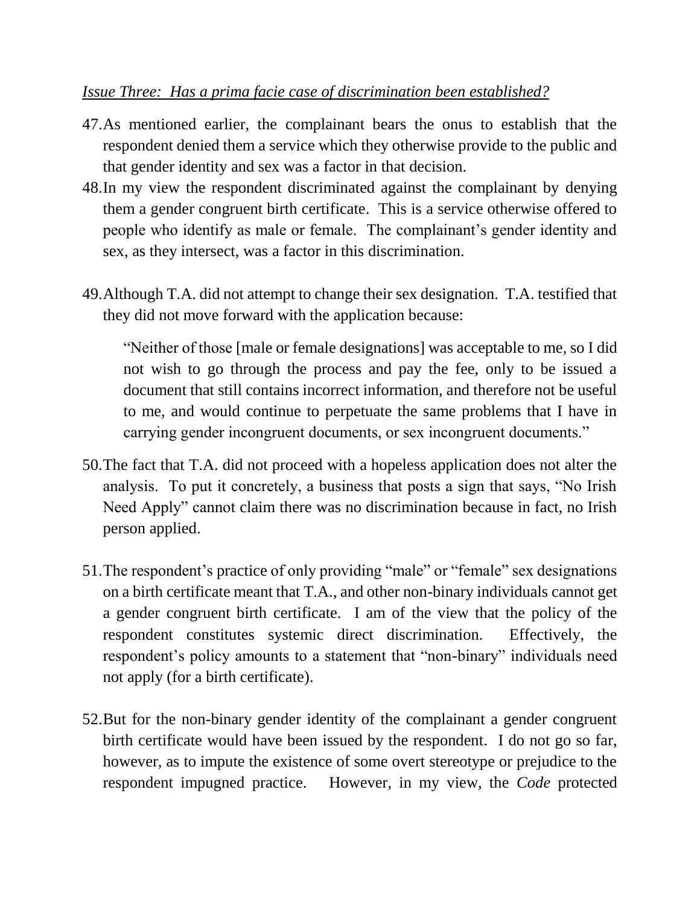*Issue Three: Has a prima facie case of discrimination been established?*

47. As mentioned earlier, the complainant bears the onus to establish that the respondent denied them a service which they otherwise provide to the public and that gender identity and sex was a factor in that decision.

48. In my view the respondent discriminated against the complainant by denying them a gender congruent birth certificate. This is a service otherwise offered to people who identify as male or female. The complainant's gender identity and sex, as they intersect, was a factor in this discrimination.

49. Although T.A. did not attempt to change their sex designation. T.A. testified that they did not move forward with the application because:

> "Neither of those [male or female designations] was acceptable to me, so I did not wish to go through the process and pay the fee, only to be issued a document that still contains incorrect information, and therefore not be useful to me, and would continue to perpetuate the same problems that I have in carrying gender incongruent documents, or sex incongruent documents."

50. The fact that T.A. did not proceed with a hopeless application does not alter the analysis. To put it concretely, a business that posts a sign that says, "No Irish Need Apply" cannot claim there was no discrimination because in fact, no Irish person applied.

51. The respondent's practice of only providing "male" or "female" sex designations on a birth certificate meant that T.A., and other non-binary individuals cannot get a gender congruent birth certificate. I am of the view that the policy of the respondent constitutes systemic direct discrimination. Effectively, the respondent's policy amounts to a statement that "non-binary" individuals need not apply (for a birth certificate).

52. But for the non-binary gender identity of the complainant a gender congruent birth certificate would have been issued by the respondent. I do not go so far, however, as to impute the existence of some overt stereotype or prejudice to the respondent impugned practice. However, in my view, the *Code* protected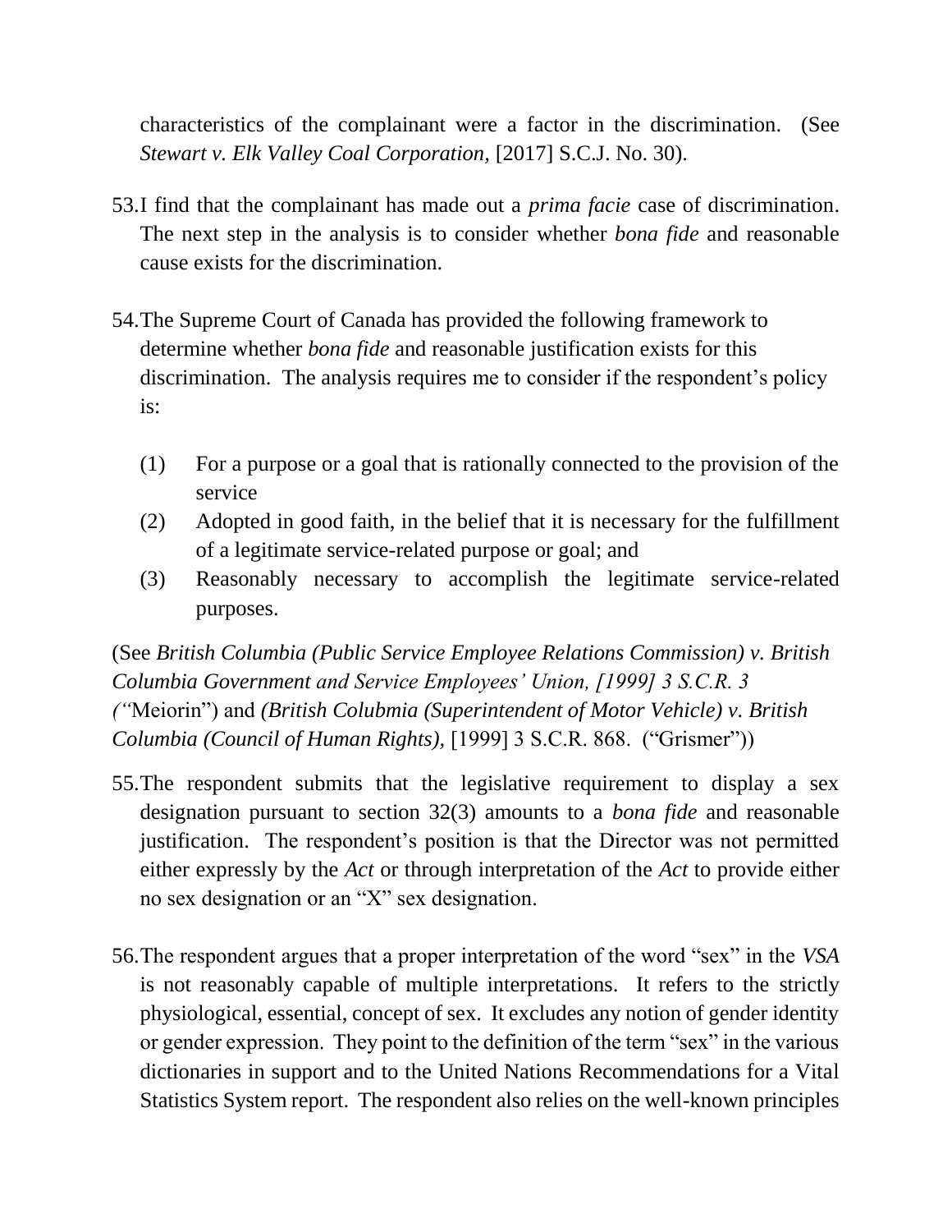characteristics of the complainant were a factor in the discrimination. (See *Stewart v. Elk Valley Coal Corporation,* [2017] S.C.J. No. 30).

53. I find that the complainant has made out a *prima facie* case of discrimination. The next step in the analysis is to consider whether *bona fide* and reasonable cause exists for the discrimination.

54. The Supreme Court of Canada has provided the following framework to determine whether *bona fide* and reasonable justification exists for this discrimination. The analysis requires me to consider if the respondent's policy is:

    (1) For a purpose or a goal that is rationally connected to the provision of the service
    (2) Adopted in good faith, in the belief that it is necessary for the fulfillment of a legitimate service-related purpose or goal; and
    (3) Reasonably necessary to accomplish the legitimate service-related purposes.

(See *British Columbia (Public Service Employee Relations Commission) v. British Columbia Government and Service Employees' Union, [1999] 3 S.C.R. 3 ("*Meiorin") and *(British Colubmia (Superintendent of Motor Vehicle) v. British Columbia (Council of Human Rights),* [1999] 3 S.C.R. 868. ("Grismer"))

55. The respondent submits that the legislative requirement to display a sex designation pursuant to section 32(3) amounts to a *bona fide* and reasonable justification. The respondent's position is that the Director was not permitted either expressly by the *Act* or through interpretation of the *Act* to provide either no sex designation or an "X" sex designation.

56. The respondent argues that a proper interpretation of the word "sex" in the *VSA* is not reasonably capable of multiple interpretations. It refers to the strictly physiological, essential, concept of sex. It excludes any notion of gender identity or gender expression. They point to the definition of the term "sex" in the various dictionaries in support and to the United Nations Recommendations for a Vital Statistics System report. The respondent also relies on the well-known principles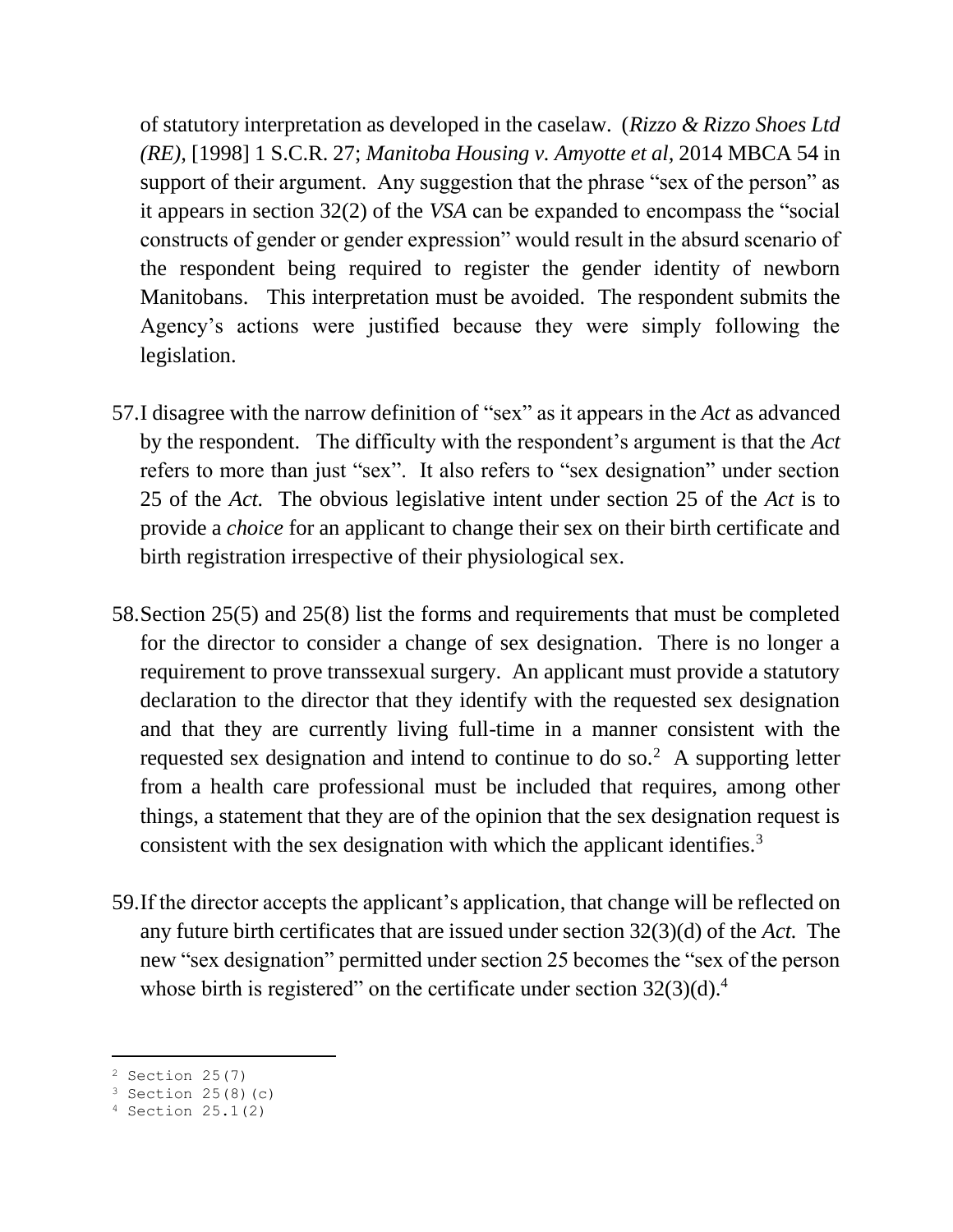of statutory interpretation as developed in the caselaw. (*Rizzo & Rizzo Shoes Ltd (RE),* [1998] 1 S.C.R. 27; *Manitoba Housing v. Amyotte et al,* 2014 MBCA 54 in support of their argument. Any suggestion that the phrase "sex of the person" as it appears in section 32(2) of the *VSA* can be expanded to encompass the "social constructs of gender or gender expression" would result in the absurd scenario of the respondent being required to register the gender identity of newborn Manitobans. This interpretation must be avoided. The respondent submits the Agency's actions were justified because they were simply following the legislation.

57. I disagree with the narrow definition of "sex" as it appears in the *Act* as advanced by the respondent. The difficulty with the respondent's argument is that the *Act* refers to more than just "sex". It also refers to "sex designation" under section 25 of the *Act.* The obvious legislative intent under section 25 of the *Act* is to provide a *choice* for an applicant to change their sex on their birth certificate and birth registration irrespective of their physiological sex.

58. Section 25(5) and 25(8) list the forms and requirements that must be completed for the director to consider a change of sex designation. There is no longer a requirement to prove transsexual surgery. An applicant must provide a statutory declaration to the director that they identify with the requested sex designation and that they are currently living full-time in a manner consistent with the requested sex designation and intend to continue to do so.[2] A supporting letter from a health care professional must be included that requires, among other things, a statement that they are of the opinion that the sex designation request is consistent with the sex designation with which the applicant identifies.[3]

59. If the director accepts the applicant's application, that change will be reflected on any future birth certificates that are issued under section 32(3)(d) of the *Act.* The new "sex designation" permitted under section 25 becomes the "sex of the person whose birth is registered" on the certificate under section 32(3)(d).[4]

---

[2] Section 25(7)

[3] Section 25(8)(c)

[4] Section 25.1(2)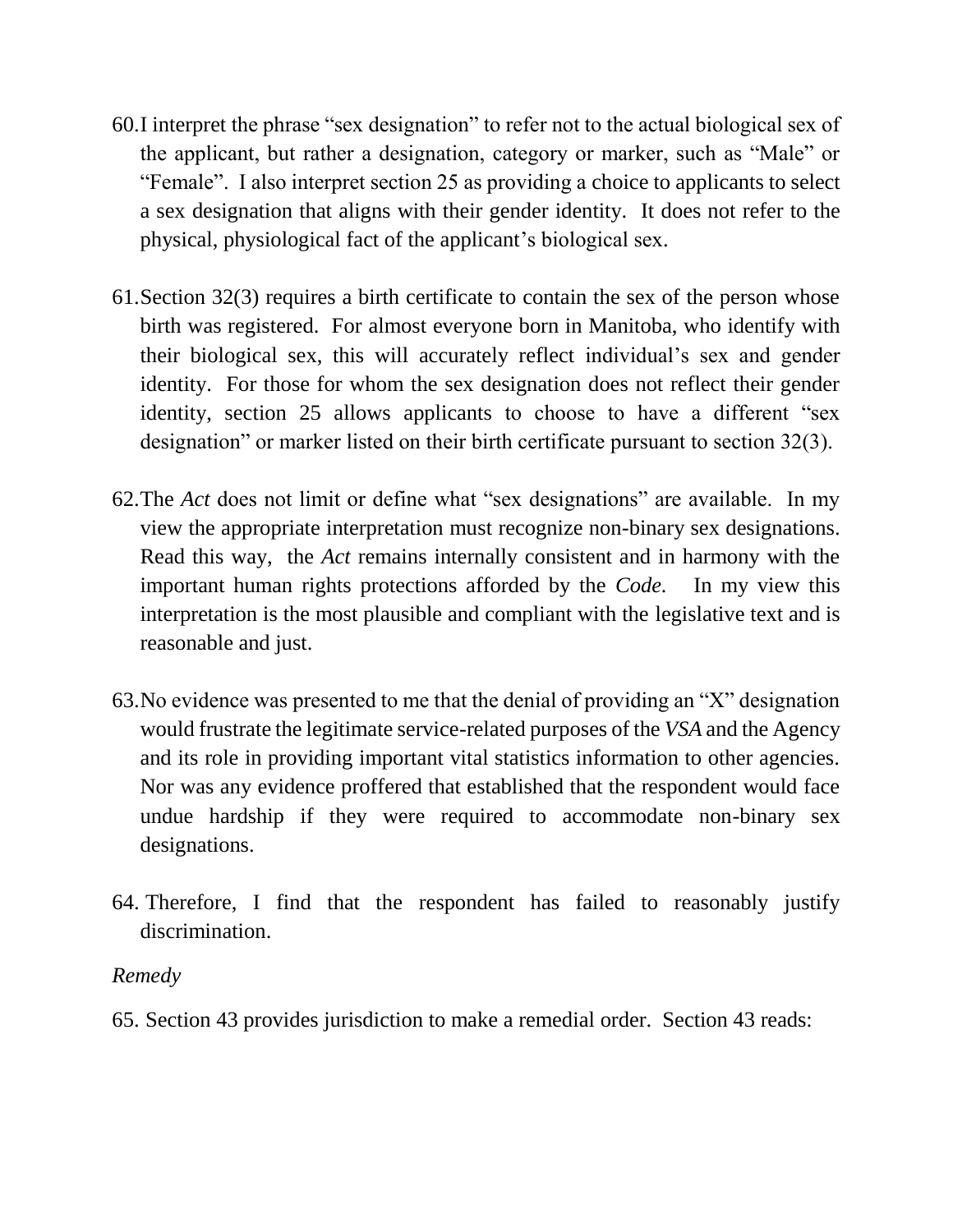60. I interpret the phrase "sex designation" to refer not to the actual biological sex of the applicant, but rather a designation, category or marker, such as "Male" or "Female". I also interpret section 25 as providing a choice to applicants to select a sex designation that aligns with their gender identity. It does not refer to the physical, physiological fact of the applicant's biological sex.

61. Section 32(3) requires a birth certificate to contain the sex of the person whose birth was registered. For almost everyone born in Manitoba, who identify with their biological sex, this will accurately reflect individual's sex and gender identity. For those for whom the sex designation does not reflect their gender identity, section 25 allows applicants to choose to have a different "sex designation" or marker listed on their birth certificate pursuant to section 32(3).

62. The *Act* does not limit or define what "sex designations" are available. In my view the appropriate interpretation must recognize non-binary sex designations. Read this way, the *Act* remains internally consistent and in harmony with the important human rights protections afforded by the *Code.* In my view this interpretation is the most plausible and compliant with the legislative text and is reasonable and just.

63. No evidence was presented to me that the denial of providing an "X" designation would frustrate the legitimate service-related purposes of the *VSA* and the Agency and its role in providing important vital statistics information to other agencies. Nor was any evidence proffered that established that the respondent would face undue hardship if they were required to accommodate non-binary sex designations.

64. Therefore, I find that the respondent has failed to reasonably justify discrimination.

*Remedy*

65. Section 43 provides jurisdiction to make a remedial order. Section 43 reads: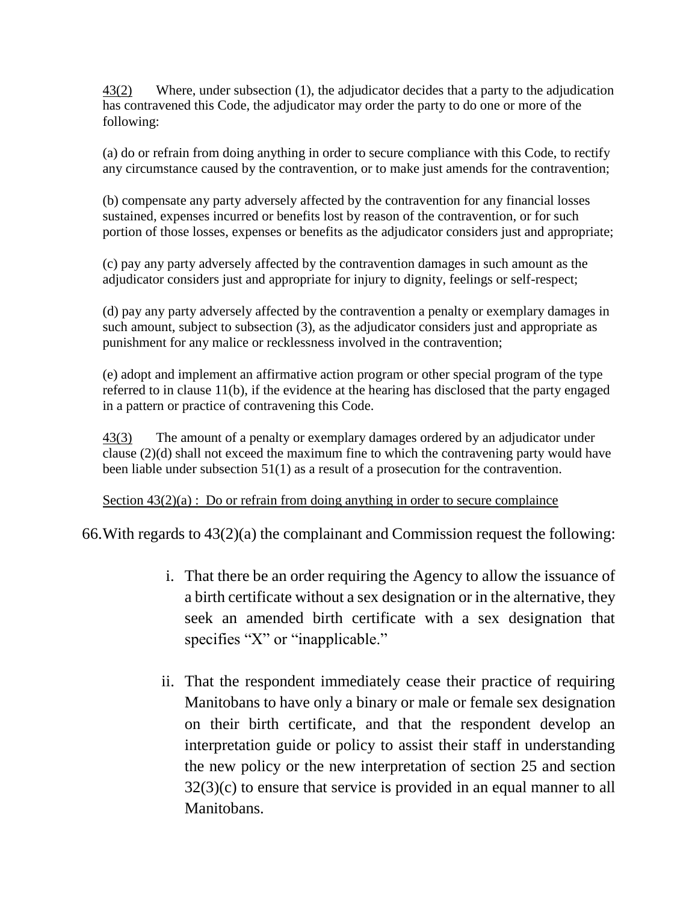43(2) Where, under subsection (1), the adjudicator decides that a party to the adjudication has contravened this Code, the adjudicator may order the party to do one or more of the following:

(a) do or refrain from doing anything in order to secure compliance with this Code, to rectify any circumstance caused by the contravention, or to make just amends for the contravention;

(b) compensate any party adversely affected by the contravention for any financial losses sustained, expenses incurred or benefits lost by reason of the contravention, or for such portion of those losses, expenses or benefits as the adjudicator considers just and appropriate;

(c) pay any party adversely affected by the contravention damages in such amount as the adjudicator considers just and appropriate for injury to dignity, feelings or self-respect;

(d) pay any party adversely affected by the contravention a penalty or exemplary damages in such amount, subject to subsection (3), as the adjudicator considers just and appropriate as punishment for any malice or recklessness involved in the contravention;

(e) adopt and implement an affirmative action program or other special program of the type referred to in clause 11(b), if the evidence at the hearing has disclosed that the party engaged in a pattern or practice of contravening this Code.

43(3) The amount of a penalty or exemplary damages ordered by an adjudicator under clause (2)(d) shall not exceed the maximum fine to which the contravening party would have been liable under subsection 51(1) as a result of a prosecution for the contravention.

Section 43(2)(a) : Do or refrain from doing anything in order to secure complaince

66. With regards to 43(2)(a) the complainant and Commission request the following:

i. That there be an order requiring the Agency to allow the issuance of a birth certificate without a sex designation or in the alternative, they seek an amended birth certificate with a sex designation that specifies "X" or "inapplicable."

ii. That the respondent immediately cease their practice of requiring Manitobans to have only a binary or male or female sex designation on their birth certificate, and that the respondent develop an interpretation guide or policy to assist their staff in understanding the new policy or the new interpretation of section 25 and section 32(3)(c) to ensure that service is provided in an equal manner to all Manitobans.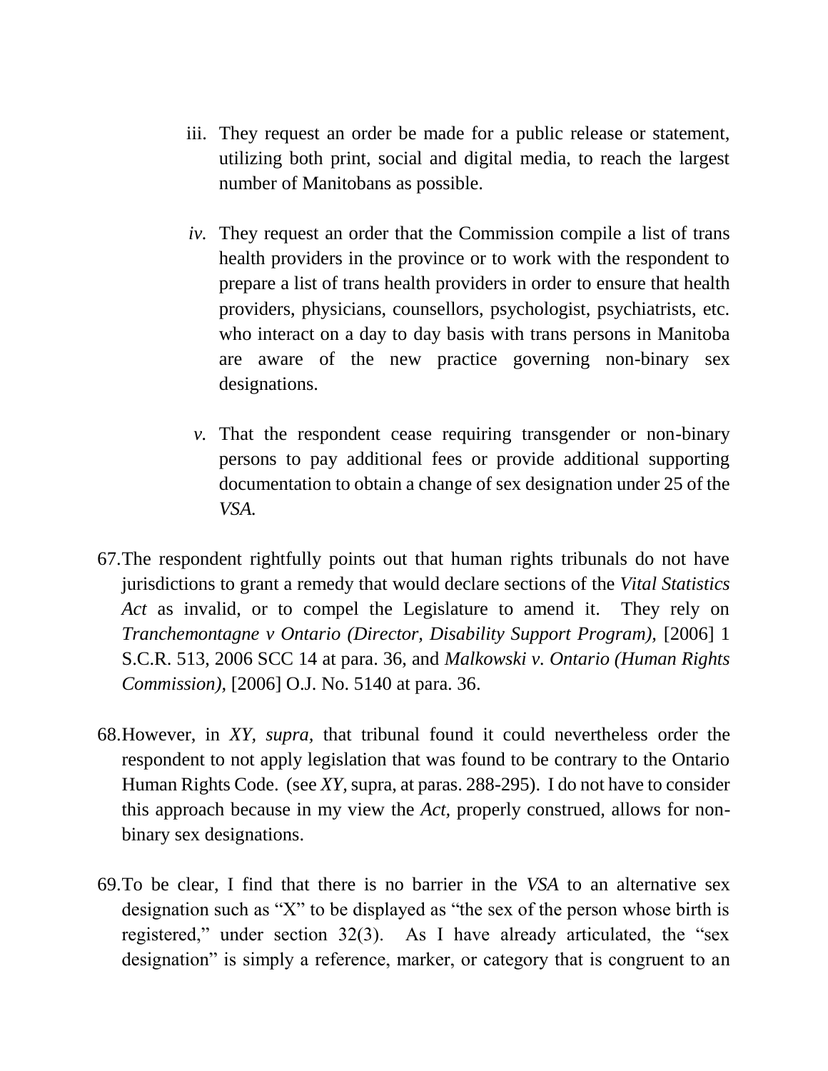iii. They request an order be made for a public release or statement, utilizing both print, social and digital media, to reach the largest number of Manitobans as possible.

*iv.* They request an order that the Commission compile a list of trans health providers in the province or to work with the respondent to prepare a list of trans health providers in order to ensure that health providers, physicians, counsellors, psychologist, psychiatrists, etc. who interact on a day to day basis with trans persons in Manitoba are aware of the new practice governing non-binary sex designations.

*v.* That the respondent cease requiring transgender or non-binary persons to pay additional fees or provide additional supporting documentation to obtain a change of sex designation under 25 of the *VSA.*

67. The respondent rightfully points out that human rights tribunals do not have jurisdictions to grant a remedy that would declare sections of the *Vital Statistics Act* as invalid, or to compel the Legislature to amend it. They rely on *Tranchemontagne v Ontario (Director, Disability Support Program),* [2006] 1 S.C.R. 513, 2006 SCC 14 at para. 36, and *Malkowski v. Ontario (Human Rights Commission),* [2006] O.J. No. 5140 at para. 36.

68. However, in *XY, supra,* that tribunal found it could nevertheless order the respondent to not apply legislation that was found to be contrary to the Ontario Human Rights Code. (see *XY,* supra, at paras. 288-295). I do not have to consider this approach because in my view the *Act,* properly construed, allows for non-binary sex designations.

69. To be clear, I find that there is no barrier in the *VSA* to an alternative sex designation such as "X" to be displayed as "the sex of the person whose birth is registered," under section 32(3). As I have already articulated, the "sex designation" is simply a reference, marker, or category that is congruent to an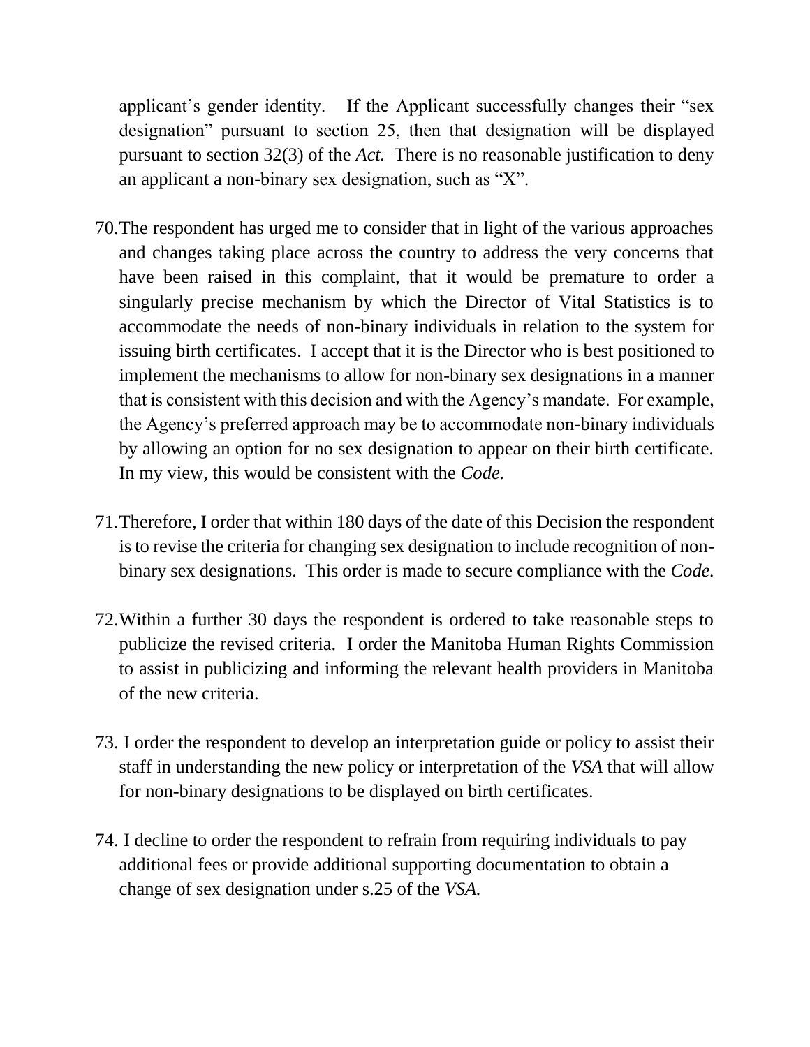applicant's gender identity. If the Applicant successfully changes their "sex designation" pursuant to section 25, then that designation will be displayed pursuant to section 32(3) of the *Act.* There is no reasonable justification to deny an applicant a non-binary sex designation, such as "X".

70. The respondent has urged me to consider that in light of the various approaches and changes taking place across the country to address the very concerns that have been raised in this complaint, that it would be premature to order a singularly precise mechanism by which the Director of Vital Statistics is to accommodate the needs of non-binary individuals in relation to the system for issuing birth certificates. I accept that it is the Director who is best positioned to implement the mechanisms to allow for non-binary sex designations in a manner that is consistent with this decision and with the Agency's mandate. For example, the Agency's preferred approach may be to accommodate non-binary individuals by allowing an option for no sex designation to appear on their birth certificate. In my view, this would be consistent with the *Code.*

71. Therefore, I order that within 180 days of the date of this Decision the respondent is to revise the criteria for changing sex designation to include recognition of non-binary sex designations. This order is made to secure compliance with the *Code.*

72. Within a further 30 days the respondent is ordered to take reasonable steps to publicize the revised criteria. I order the Manitoba Human Rights Commission to assist in publicizing and informing the relevant health providers in Manitoba of the new criteria.

73. I order the respondent to develop an interpretation guide or policy to assist their staff in understanding the new policy or interpretation of the *VSA* that will allow for non-binary designations to be displayed on birth certificates.

74. I decline to order the respondent to refrain from requiring individuals to pay additional fees or provide additional supporting documentation to obtain a change of sex designation under s.25 of the *VSA.*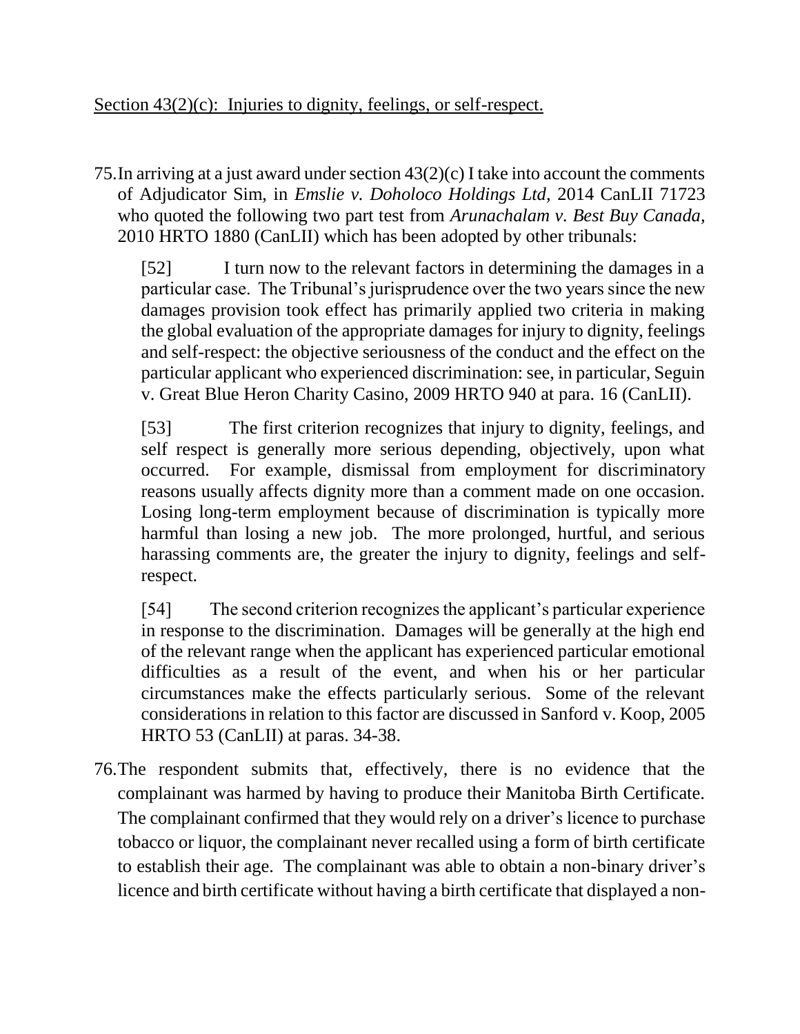Section 43(2)(c): Injuries to dignity, feelings, or self-respect.

75. In arriving at a just award under section 43(2)(c) I take into account the comments of Adjudicator Sim, in *Emslie v. Doholoco Holdings Ltd,* 2014 CanLII 71723 who quoted the following two part test from *Arunachalam v. Best Buy Canada,* 2010 HRTO 1880 (CanLII) which has been adopted by other tribunals:

> [52] I turn now to the relevant factors in determining the damages in a particular case. The Tribunal's jurisprudence over the two years since the new damages provision took effect has primarily applied two criteria in making the global evaluation of the appropriate damages for injury to dignity, feelings and self-respect: the objective seriousness of the conduct and the effect on the particular applicant who experienced discrimination: see, in particular, Seguin v. Great Blue Heron Charity Casino, 2009 HRTO 940 at para. 16 (CanLII).
>
> [53] The first criterion recognizes that injury to dignity, feelings, and self respect is generally more serious depending, objectively, upon what occurred. For example, dismissal from employment for discriminatory reasons usually affects dignity more than a comment made on one occasion. Losing long-term employment because of discrimination is typically more harmful than losing a new job. The more prolonged, hurtful, and serious harassing comments are, the greater the injury to dignity, feelings and self-respect.
>
> [54] The second criterion recognizes the applicant's particular experience in response to the discrimination. Damages will be generally at the high end of the relevant range when the applicant has experienced particular emotional difficulties as a result of the event, and when his or her particular circumstances make the effects particularly serious. Some of the relevant considerations in relation to this factor are discussed in Sanford v. Koop, 2005 HRTO 53 (CanLII) at paras. 34-38.

76. The respondent submits that, effectively, there is no evidence that the complainant was harmed by having to produce their Manitoba Birth Certificate. The complainant confirmed that they would rely on a driver's licence to purchase tobacco or liquor, the complainant never recalled using a form of birth certificate to establish their age. The complainant was able to obtain a non-binary driver's licence and birth certificate without having a birth certificate that displayed a non-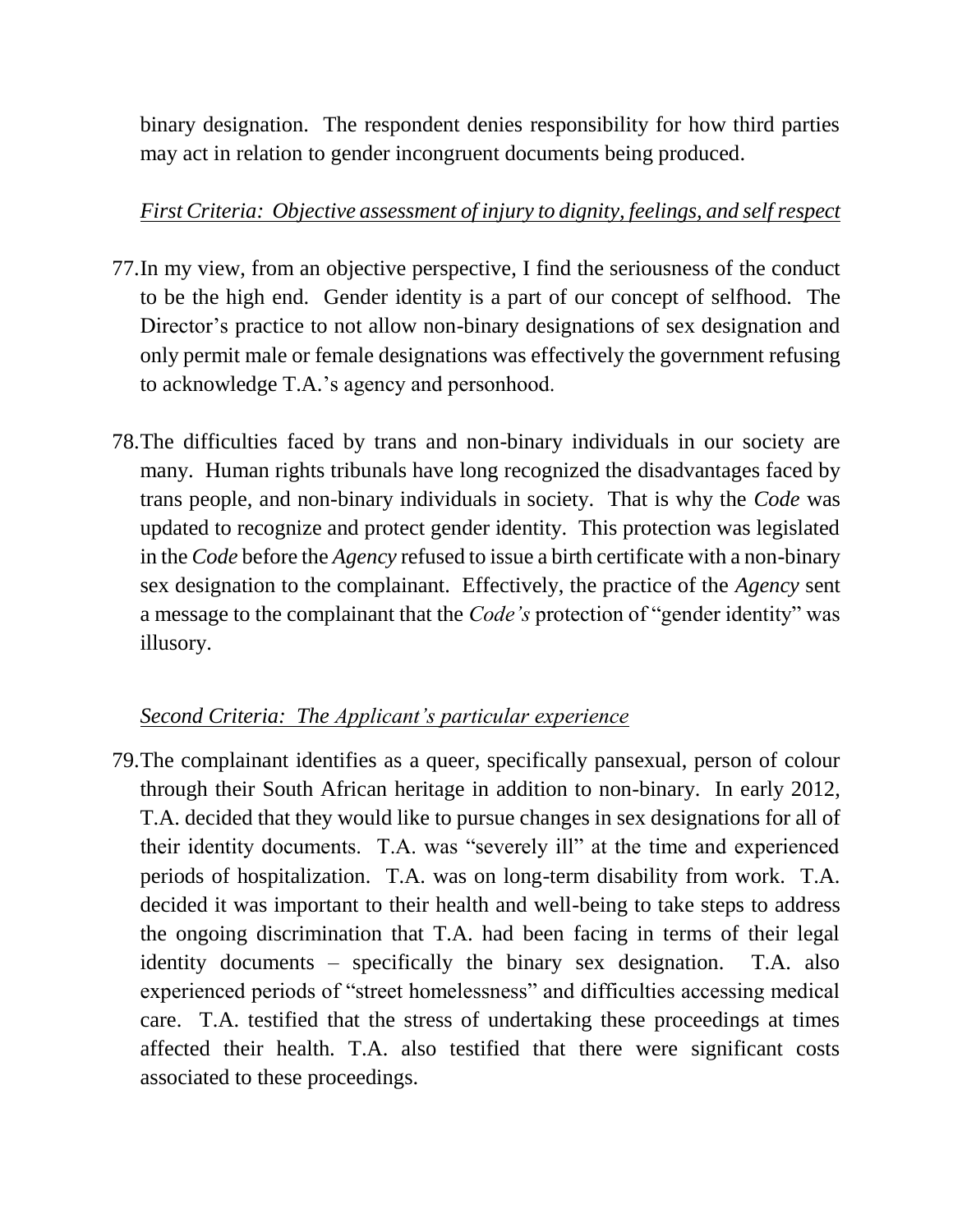binary designation. The respondent denies responsibility for how third parties may act in relation to gender incongruent documents being produced.

*First Criteria: Objective assessment of injury to dignity, feelings, and self respect*

77. In my view, from an objective perspective, I find the seriousness of the conduct to be the high end. Gender identity is a part of our concept of selfhood. The Director's practice to not allow non-binary designations of sex designation and only permit male or female designations was effectively the government refusing to acknowledge T.A.'s agency and personhood.

78. The difficulties faced by trans and non-binary individuals in our society are many. Human rights tribunals have long recognized the disadvantages faced by trans people, and non-binary individuals in society. That is why the *Code* was updated to recognize and protect gender identity. This protection was legislated in the *Code* before the *Agency* refused to issue a birth certificate with a non-binary sex designation to the complainant. Effectively, the practice of the *Agency* sent a message to the complainant that the *Code's* protection of "gender identity" was illusory.

*Second Criteria: The Applicant's particular experience*

79. The complainant identifies as a queer, specifically pansexual, person of colour through their South African heritage in addition to non-binary. In early 2012, T.A. decided that they would like to pursue changes in sex designations for all of their identity documents. T.A. was "severely ill" at the time and experienced periods of hospitalization. T.A. was on long-term disability from work. T.A. decided it was important to their health and well-being to take steps to address the ongoing discrimination that T.A. had been facing in terms of their legal identity documents – specifically the binary sex designation. T.A. also experienced periods of "street homelessness" and difficulties accessing medical care. T.A. testified that the stress of undertaking these proceedings at times affected their health. T.A. also testified that there were significant costs associated to these proceedings.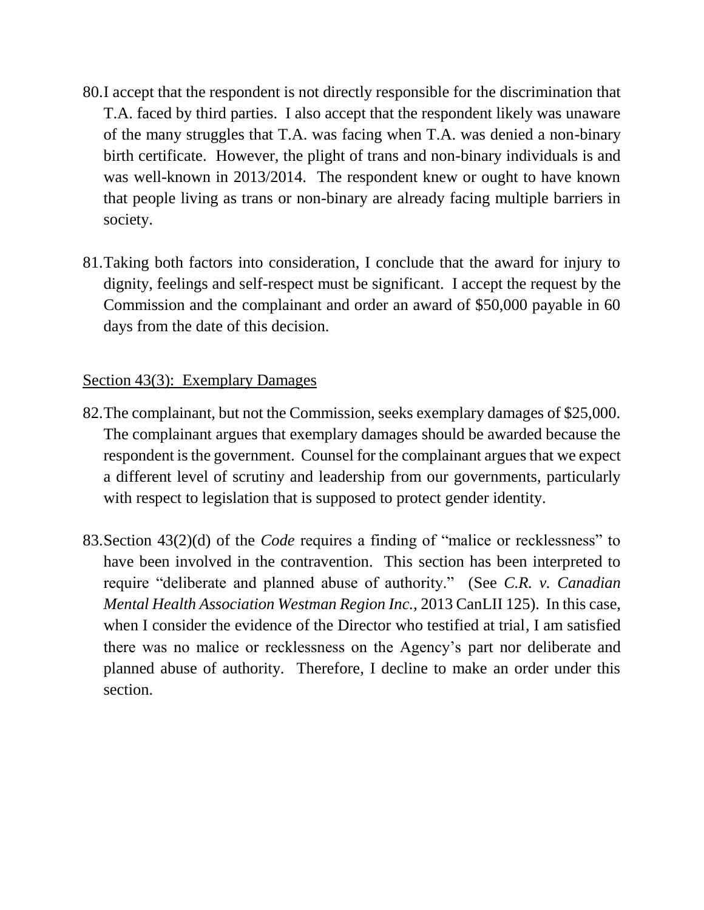80. I accept that the respondent is not directly responsible for the discrimination that T.A. faced by third parties. I also accept that the respondent likely was unaware of the many struggles that T.A. was facing when T.A. was denied a non-binary birth certificate. However, the plight of trans and non-binary individuals is and was well-known in 2013/2014. The respondent knew or ought to have known that people living as trans or non-binary are already facing multiple barriers in society.

81. Taking both factors into consideration, I conclude that the award for injury to dignity, feelings and self-respect must be significant. I accept the request by the Commission and the complainant and order an award of $50,000 payable in 60 days from the date of this decision.

<u>Section 43(3): Exemplary Damages</u>

82. The complainant, but not the Commission, seeks exemplary damages of $25,000. The complainant argues that exemplary damages should be awarded because the respondent is the government. Counsel for the complainant argues that we expect a different level of scrutiny and leadership from our governments, particularly with respect to legislation that is supposed to protect gender identity.

83. Section 43(2)(d) of the *Code* requires a finding of "malice or recklessness" to have been involved in the contravention. This section has been interpreted to require "deliberate and planned abuse of authority." (See *C.R. v. Canadian Mental Health Association Westman Region Inc.*, 2013 CanLII 125). In this case, when I consider the evidence of the Director who testified at trial, I am satisfied there was no malice or recklessness on the Agency's part nor deliberate and planned abuse of authority. Therefore, I decline to make an order under this section.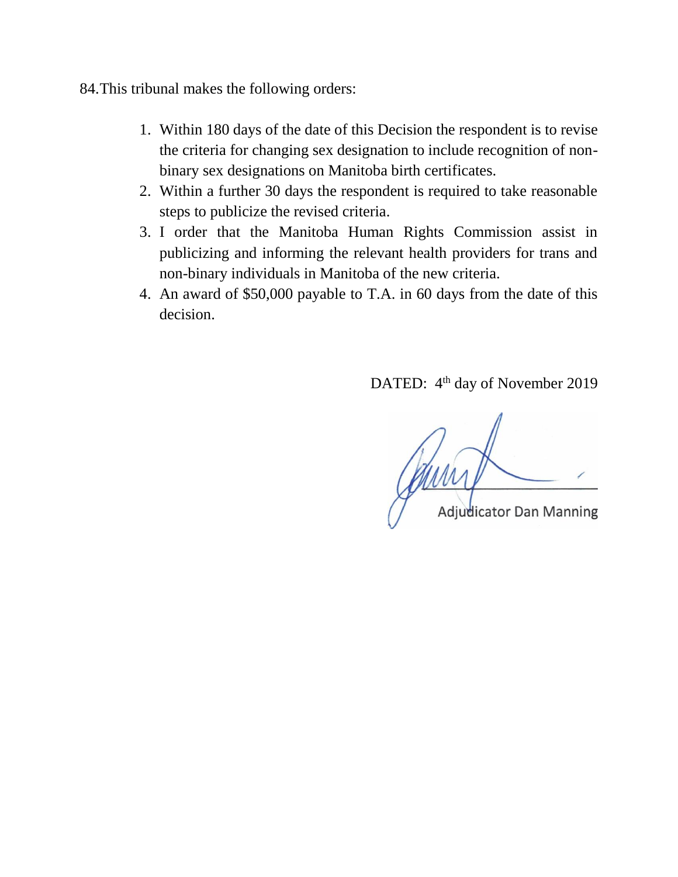84. This tribunal makes the following orders:

1. Within 180 days of the date of this Decision the respondent is to revise the criteria for changing sex designation to include recognition of non-binary sex designations on Manitoba birth certificates.
2. Within a further 30 days the respondent is required to take reasonable steps to publicize the revised criteria.
3. I order that the Manitoba Human Rights Commission assist in publicizing and informing the relevant health providers for trans and non-binary individuals in Manitoba of the new criteria.
4. An award of $50,000 payable to T.A. in 60 days from the date of this decision.

DATED: 4th day of November 2019

Adjudicator Dan Manning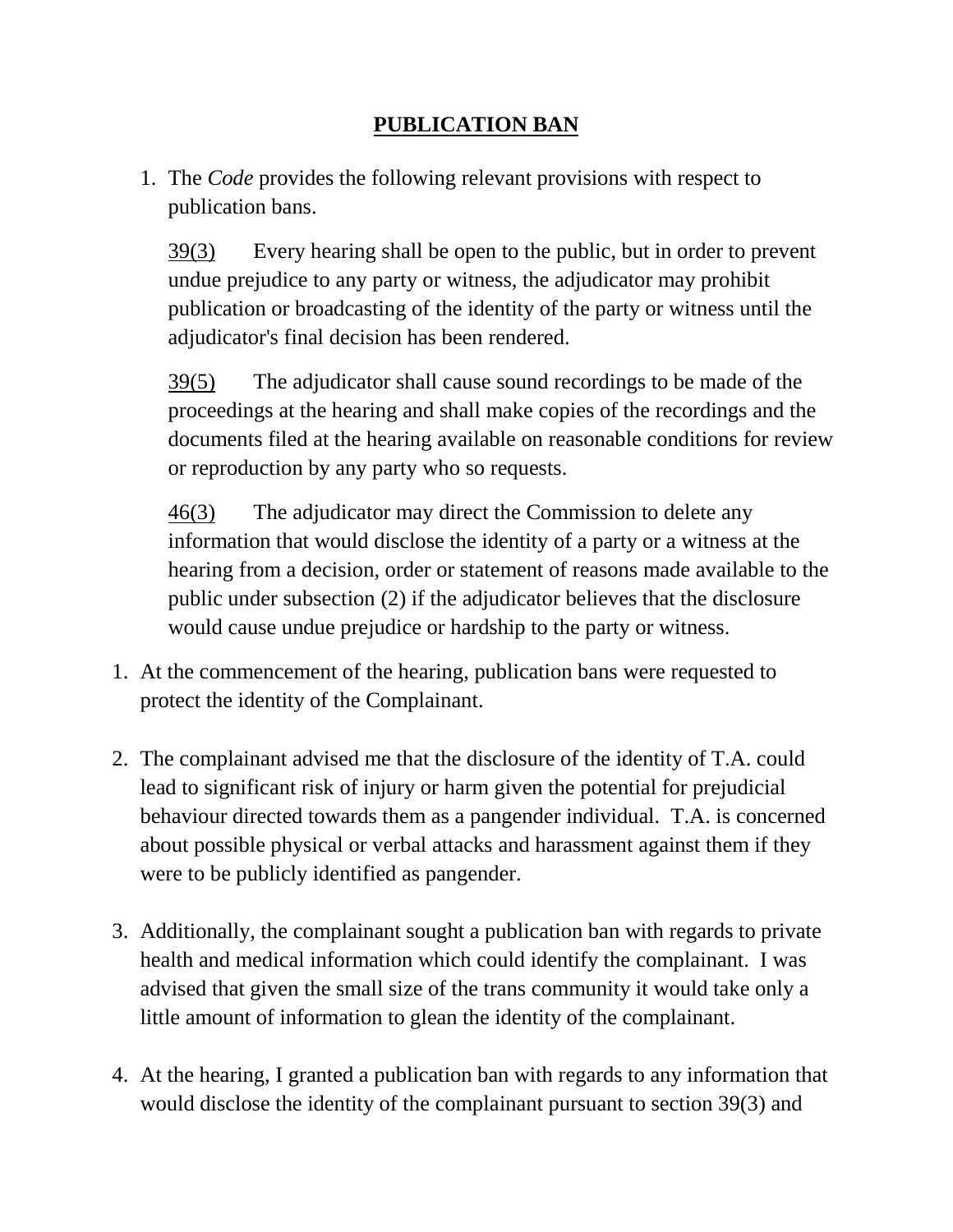## PUBLICATION BAN

1. The *Code* provides the following relevant provisions with respect to publication bans.

   39(3) Every hearing shall be open to the public, but in order to prevent undue prejudice to any party or witness, the adjudicator may prohibit publication or broadcasting of the identity of the party or witness until the adjudicator's final decision has been rendered.

   39(5) The adjudicator shall cause sound recordings to be made of the proceedings at the hearing and shall make copies of the recordings and the documents filed at the hearing available on reasonable conditions for review or reproduction by any party who so requests.

   46(3) The adjudicator may direct the Commission to delete any information that would disclose the identity of a party or a witness at the hearing from a decision, order or statement of reasons made available to the public under subsection (2) if the adjudicator believes that the disclosure would cause undue prejudice or hardship to the party or witness.

1. At the commencement of the hearing, publication bans were requested to protect the identity of the Complainant.

2. The complainant advised me that the disclosure of the identity of T.A. could lead to significant risk of injury or harm given the potential for prejudicial behaviour directed towards them as a pangender individual. T.A. is concerned about possible physical or verbal attacks and harassment against them if they were to be publicly identified as pangender.

3. Additionally, the complainant sought a publication ban with regards to private health and medical information which could identify the complainant. I was advised that given the small size of the trans community it would take only a little amount of information to glean the identity of the complainant.

4. At the hearing, I granted a publication ban with regards to any information that would disclose the identity of the complainant pursuant to section 39(3) and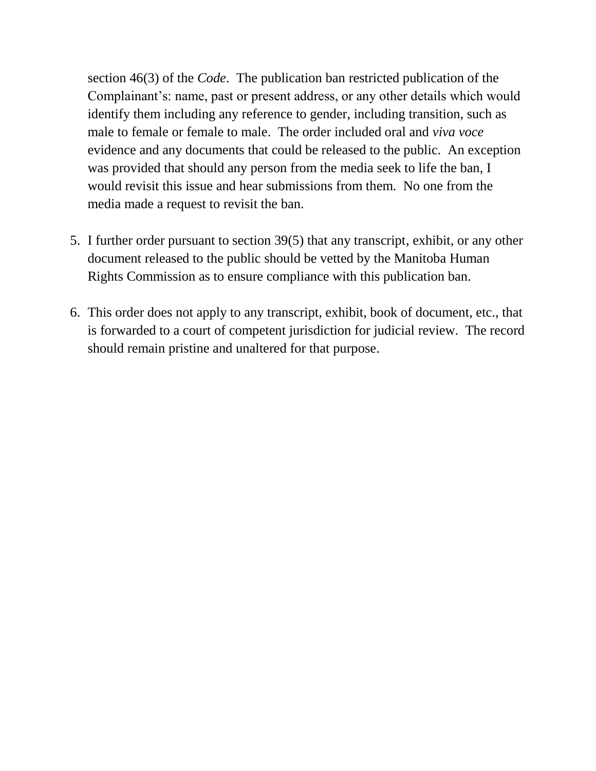section 46(3) of the *Code*. The publication ban restricted publication of the Complainant's: name, past or present address, or any other details which would identify them including any reference to gender, including transition, such as male to female or female to male. The order included oral and *viva voce* evidence and any documents that could be released to the public. An exception was provided that should any person from the media seek to life the ban, I would revisit this issue and hear submissions from them. No one from the media made a request to revisit the ban.

5. I further order pursuant to section 39(5) that any transcript, exhibit, or any other document released to the public should be vetted by the Manitoba Human Rights Commission as to ensure compliance with this publication ban.

6. This order does not apply to any transcript, exhibit, book of document, etc., that is forwarded to a court of competent jurisdiction for judicial review. The record should remain pristine and unaltered for that purpose.